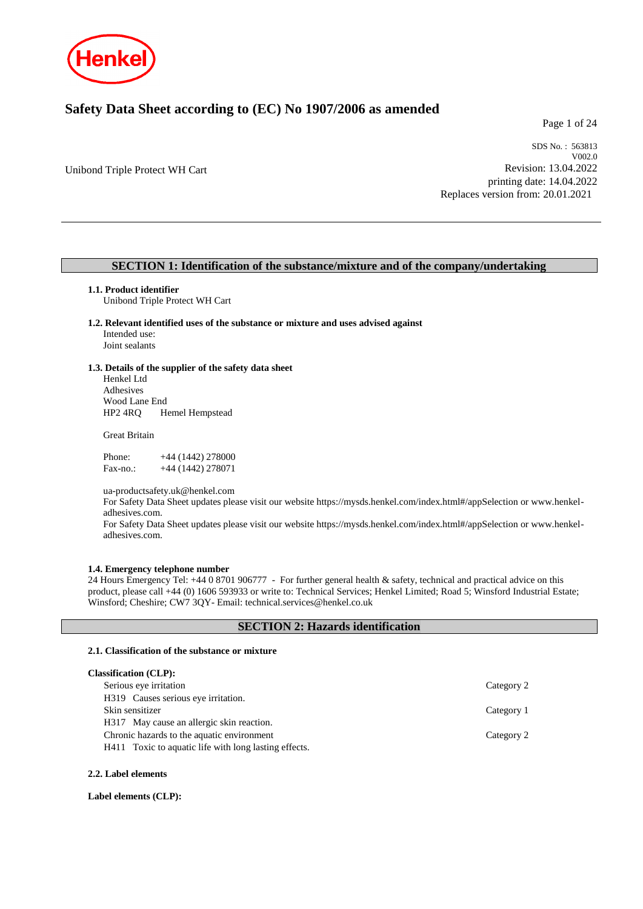# Safety Data Sheet according to (EC) No 1907/2006 as amended

Unibond Triple Protect WH Cart

SDS No. : 563813
V002.0
Revision: 13.04.2022
printing date: 14.04.2022
Replaces version from: 20.01.2021

## SECTION 1: Identification of the substance/mixture and of the company/undertaking

### 1.1. Product identifier

Unibond Triple Protect WH Cart

### 1.2. Relevant identified uses of the substance or mixture and uses advised against

Intended use:
Joint sealants

### 1.3. Details of the supplier of the safety data sheet

Henkel Ltd
Adhesives
Wood Lane End
HP2 4RQ Hemel Hempstead

Great Britain

Phone: +44 (1442) 278000
Fax-no.: +44 (1442) 278071

ua-productsafety.uk@henkel.com
For Safety Data Sheet updates please visit our website https://mysds.henkel.com/index.html#/appSelection or www.henkel-adhesives.com.
For Safety Data Sheet updates please visit our website https://mysds.henkel.com/index.html#/appSelection or www.henkel-adhesives.com.

### 1.4. Emergency telephone number

24 Hours Emergency Tel: +44 0 8701 906777 - For further general health & safety, technical and practical advice on this product, please call +44 (0) 1606 593933 or write to: Technical Services; Henkel Limited; Road 5; Winsford Industrial Estate; Winsford; Cheshire; CW7 3QY- Email: technical.services@henkel.co.uk

## SECTION 2: Hazards identification

### 2.1. Classification of the substance or mixture

**Classification (CLP):**

| | |
|---|---|
| Serious eye irritation | Category 2 |
| H319 Causes serious eye irritation. | |
| Skin sensitizer | Category 1 |
| H317 May cause an allergic skin reaction. | |
| Chronic hazards to the aquatic environment | Category 2 |
| H411 Toxic to aquatic life with long lasting effects. | |

### 2.2. Label elements

**Label elements (CLP):**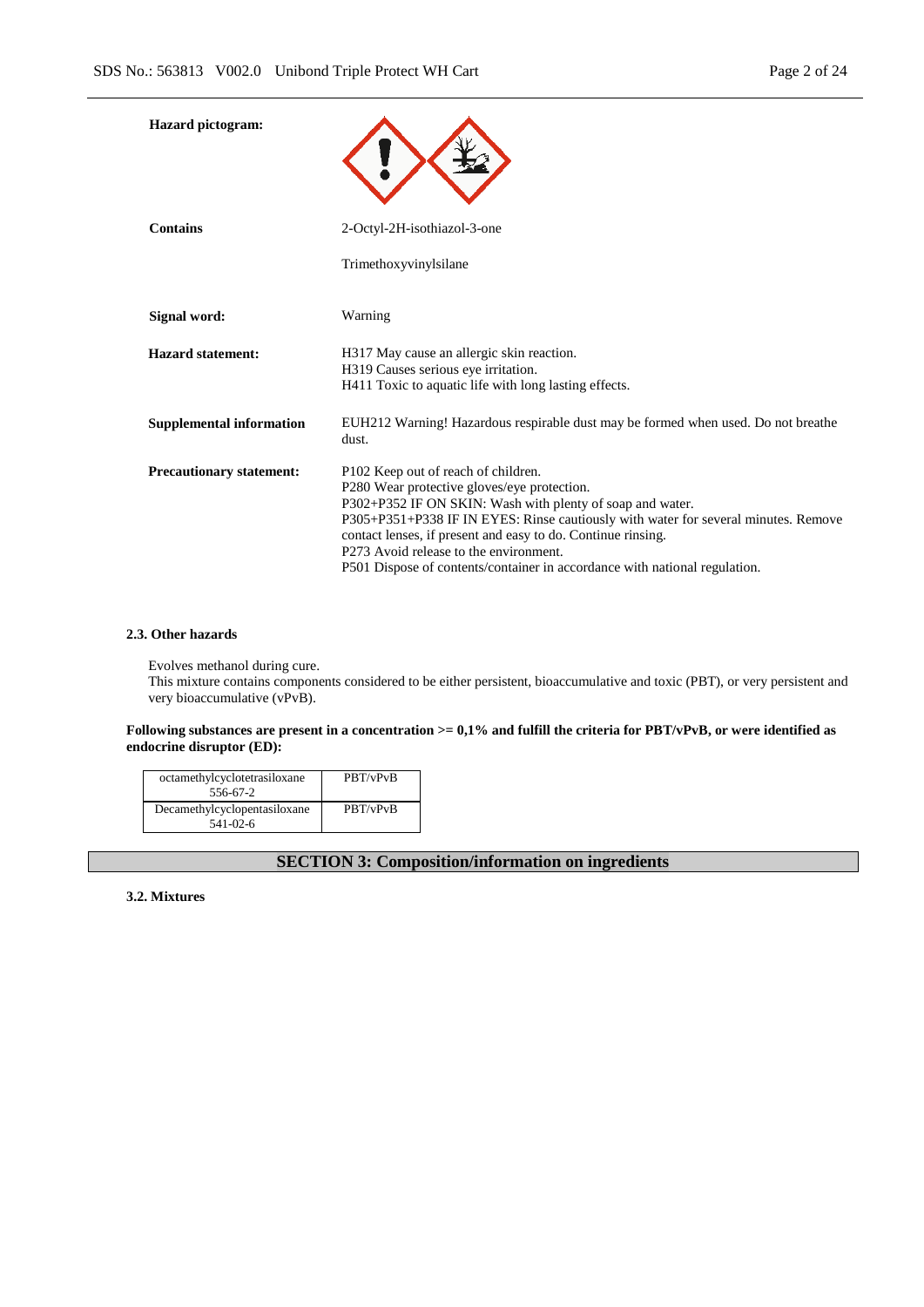**Hazard pictogram:**

**Contains**

2-Octyl-2H-isothiazol-3-one

Trimethoxyvinylsilane

**Signal word:** Warning

**Hazard statement:**

H317 May cause an allergic skin reaction.
H319 Causes serious eye irritation.
H411 Toxic to aquatic life with long lasting effects.

**Supplemental information**

EUH212 Warning! Hazardous respirable dust may be formed when used. Do not breathe dust.

**Precautionary statement:**

P102 Keep out of reach of children.
P280 Wear protective gloves/eye protection.
P302+P352 IF ON SKIN: Wash with plenty of soap and water.
P305+P351+P338 IF IN EYES: Rinse cautiously with water for several minutes. Remove contact lenses, if present and easy to do. Continue rinsing.
P273 Avoid release to the environment.
P501 Dispose of contents/container in accordance with national regulation.

### 2.3. Other hazards

Evolves methanol during cure.
This mixture contains components considered to be either persistent, bioaccumulative and toxic (PBT), or very persistent and very bioaccumulative (vPvB).

**Following substances are present in a concentration >= 0,1% and fulfill the criteria for PBT/vPvB, or were identified as endocrine disruptor (ED):**

| | |
|---|---|
| octamethylcyclotetrasiloxane<br>556-67-2 | PBT/vPvB |
| Decamethylcyclopentasiloxane<br>541-02-6 | PBT/vPvB |

## SECTION 3: Composition/information on ingredients

### 3.2. Mixtures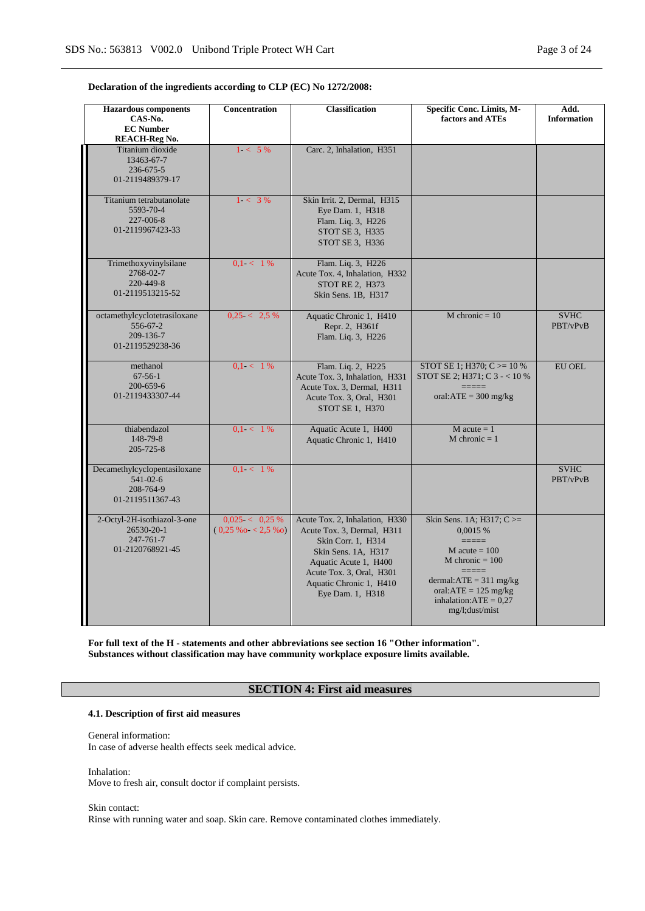**Declaration of the ingredients according to CLP (EC) No 1272/2008:**

| Hazardous components<br>CAS-No.<br>EC Number<br>REACH-Reg No. | Concentration | Classification | Specific Conc. Limits, M-factors and ATEs | Add. Information |
|---|---|---|---|---|
| Titanium dioxide<br>13463-67-7<br>236-675-5<br>01-2119489379-17 | 1- < 5 % | Carc. 2, Inhalation, H351 | | |
| Titanium tetrabutanolate<br>5593-70-4<br>227-006-8<br>01-2119967423-33 | 1- < 3 % | Skin Irrit. 2, Dermal, H315<br>Eye Dam. 1, H318<br>Flam. Liq. 3, H226<br>STOT SE 3, H335<br>STOT SE 3, H336 | | |
| Trimethoxyvinylsilane<br>2768-02-7<br>220-449-8<br>01-2119513215-52 | 0,1- < 1 % | Flam. Liq. 3, H226<br>Acute Tox. 4, Inhalation, H332<br>STOT RE 2, H373<br>Skin Sens. 1B, H317 | | |
| octamethylcyclotetrasiloxane<br>556-67-2<br>209-136-7<br>01-2119529238-36 | 0,25- < 2,5 % | Aquatic Chronic 1, H410<br>Repr. 2, H361f<br>Flam. Liq. 3, H226 | M chronic = 10 | SVHC<br>PBT/vPvB |
| methanol<br>67-56-1<br>200-659-6<br>01-2119433307-44 | 0,1- < 1 % | Flam. Liq. 2, H225<br>Acute Tox. 3, Inhalation, H331<br>Acute Tox. 3, Dermal, H311<br>Acute Tox. 3, Oral, H301<br>STOT SE 1, H370 | STOT SE 1; H370; C >= 10 %<br>STOT SE 2; H371; C 3 - < 10 %<br>=====<br>oral:ATE = 300 mg/kg | EU OEL |
| thiabendazol<br>148-79-8<br>205-725-8 | 0,1- < 1 % | Aquatic Acute 1, H400<br>Aquatic Chronic 1, H410 | M acute = 1<br>M chronic = 1 | |
| Decamethylcyclopentasiloxane<br>541-02-6<br>208-764-9<br>01-2119511367-43 | 0,1- < 1 % | | | SVHC<br>PBT/vPvB |
| 2-Octyl-2H-isothiazol-3-one<br>26530-20-1<br>247-761-7<br>01-2120768921-45 | 0,025- < 0,25 %<br>( 0,25 ‰- < 2,5 ‰) | Acute Tox. 2, Inhalation, H330<br>Acute Tox. 3, Dermal, H311<br>Skin Corr. 1, H314<br>Skin Sens. 1A, H317<br>Aquatic Acute 1, H400<br>Acute Tox. 3, Oral, H301<br>Aquatic Chronic 1, H410<br>Eye Dam. 1, H318 | Skin Sens. 1A; H317; C >= 0,0015 %<br>=====<br>M acute = 100<br>M chronic = 100<br>=====<br>dermal:ATE = 311 mg/kg<br>oral:ATE = 125 mg/kg<br>inhalation:ATE = 0,27 mg/l;dust/mist | |

**For full text of the H - statements and other abbreviations see section 16 "Other information".**
**Substances without classification may have community workplace exposure limits available.**

## SECTION 4: First aid measures

### 4.1. Description of first aid measures

General information:
In case of adverse health effects seek medical advice.

Inhalation:
Move to fresh air, consult doctor if complaint persists.

Skin contact:
Rinse with running water and soap. Skin care. Remove contaminated clothes immediately.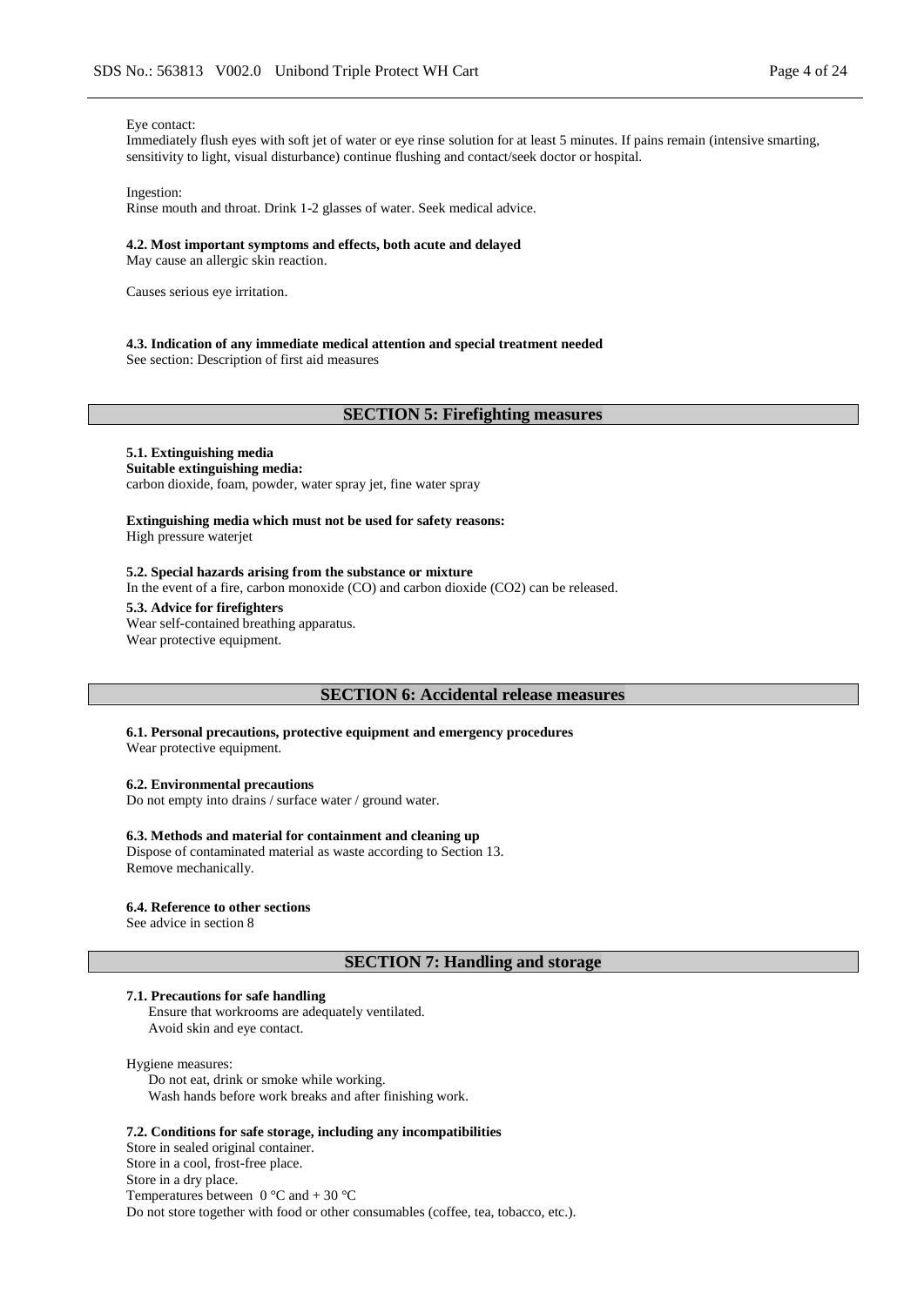Eye contact:
Immediately flush eyes with soft jet of water or eye rinse solution for at least 5 minutes. If pains remain (intensive smarting, sensitivity to light, visual disturbance) continue flushing and contact/seek doctor or hospital.

Ingestion:
Rinse mouth and throat. Drink 1-2 glasses of water. Seek medical advice.

**4.2. Most important symptoms and effects, both acute and delayed**
May cause an allergic skin reaction.

Causes serious eye irritation.

**4.3. Indication of any immediate medical attention and special treatment needed**
See section: Description of first aid measures

## SECTION 5: Firefighting measures

**5.1. Extinguishing media**
**Suitable extinguishing media:**
carbon dioxide, foam, powder, water spray jet, fine water spray

**Extinguishing media which must not be used for safety reasons:**
High pressure waterjet

**5.2. Special hazards arising from the substance or mixture**
In the event of a fire, carbon monoxide (CO) and carbon dioxide ($CO_2$) can be released.

**5.3. Advice for firefighters**
Wear self-contained breathing apparatus.
Wear protective equipment.

## SECTION 6: Accidental release measures

**6.1. Personal precautions, protective equipment and emergency procedures**
Wear protective equipment.

**6.2. Environmental precautions**
Do not empty into drains / surface water / ground water.

**6.3. Methods and material for containment and cleaning up**
Dispose of contaminated material as waste according to Section 13.
Remove mechanically.

**6.4. Reference to other sections**
See advice in section 8

## SECTION 7: Handling and storage

**7.1. Precautions for safe handling**
Ensure that workrooms are adequately ventilated.
Avoid skin and eye contact.

Hygiene measures:
Do not eat, drink or smoke while working.
Wash hands before work breaks and after finishing work.

**7.2. Conditions for safe storage, including any incompatibilities**
Store in sealed original container.
Store in a cool, frost-free place.
Store in a dry place.
Temperatures between 0 °C and + 30 °C
Do not store together with food or other consumables (coffee, tea, tobacco, etc.).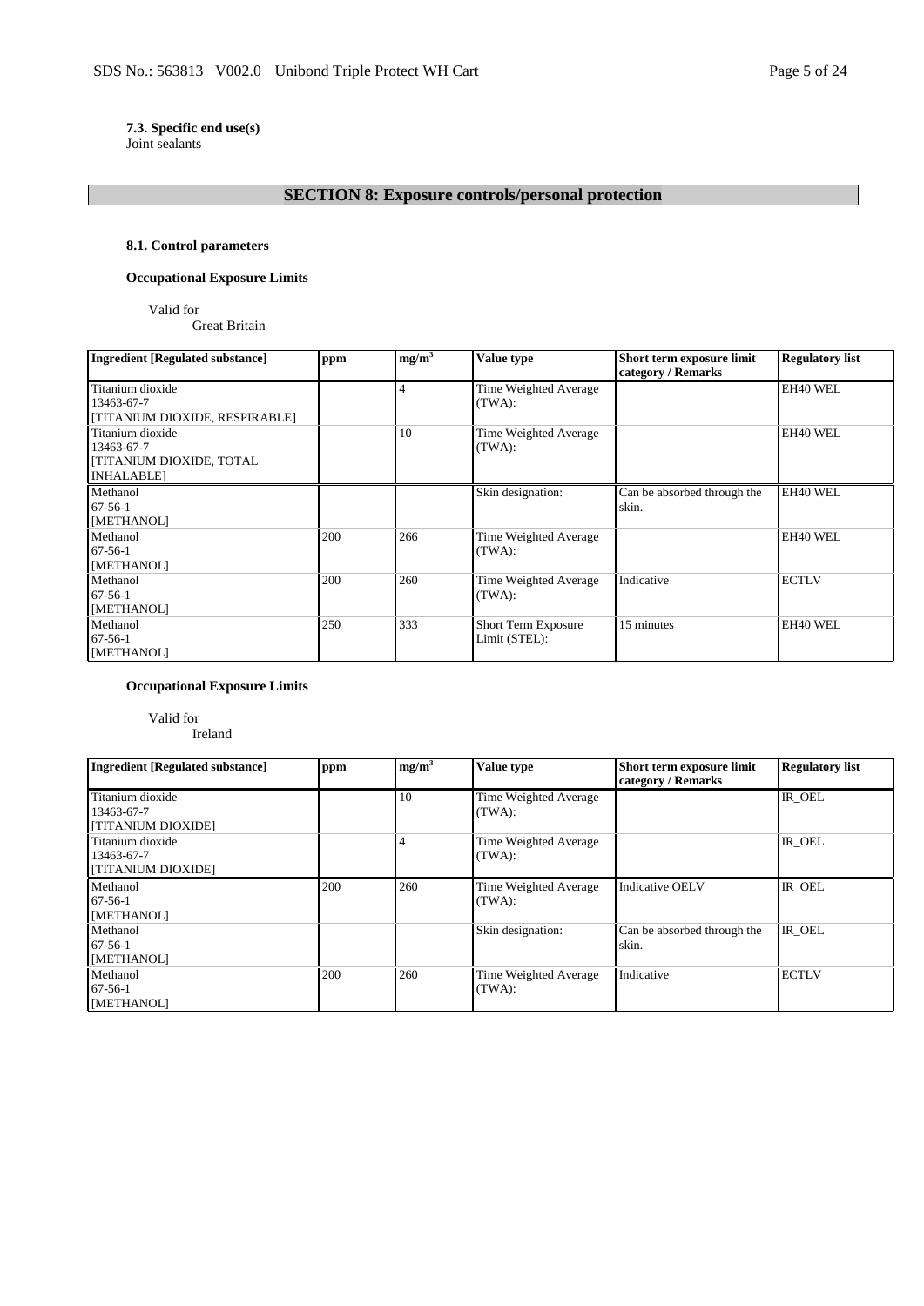**7.3. Specific end use(s)**
Joint sealants

## SECTION 8: Exposure controls/personal protection

### 8.1. Control parameters

**Occupational Exposure Limits**

Valid for
Great Britain

| Ingredient [Regulated substance] | ppm | $mg/m^3$ | Value type | Short term exposure limit category / Remarks | Regulatory list |
|---|---|---|---|---|---|
| Titanium dioxide<br>13463-67-7<br>[TITANIUM DIOXIDE, RESPIRABLE] | | 4 | Time Weighted Average (TWA): | | EH40 WEL |
| Titanium dioxide<br>13463-67-7<br>[TITANIUM DIOXIDE, TOTAL INHALABLE] | | 10 | Time Weighted Average (TWA): | | EH40 WEL |
| Methanol<br>67-56-1<br>[METHANOL] | | | Skin designation: | Can be absorbed through the skin. | EH40 WEL |
| Methanol<br>67-56-1<br>[METHANOL] | 200 | 266 | Time Weighted Average (TWA): | | EH40 WEL |
| Methanol<br>67-56-1<br>[METHANOL] | 200 | 260 | Time Weighted Average (TWA): | Indicative | ECTLV |
| Methanol<br>67-56-1<br>[METHANOL] | 250 | 333 | Short Term Exposure Limit (STEL): | 15 minutes | EH40 WEL |

**Occupational Exposure Limits**

Valid for
Ireland

| Ingredient [Regulated substance] | ppm | $mg/m^3$ | Value type | Short term exposure limit category / Remarks | Regulatory list |
|---|---|---|---|---|---|
| Titanium dioxide<br>13463-67-7<br>[TITANIUM DIOXIDE] | | 10 | Time Weighted Average (TWA): | | IR_OEL |
| Titanium dioxide<br>13463-67-7<br>[TITANIUM DIOXIDE] | | 4 | Time Weighted Average (TWA): | | IR_OEL |
| Methanol<br>67-56-1<br>[METHANOL] | 200 | 260 | Time Weighted Average (TWA): | Indicative OELV | IR_OEL |
| Methanol<br>67-56-1<br>[METHANOL] | | | Skin designation: | Can be absorbed through the skin. | IR_OEL |
| Methanol<br>67-56-1<br>[METHANOL] | 200 | 260 | Time Weighted Average (TWA): | Indicative | ECTLV |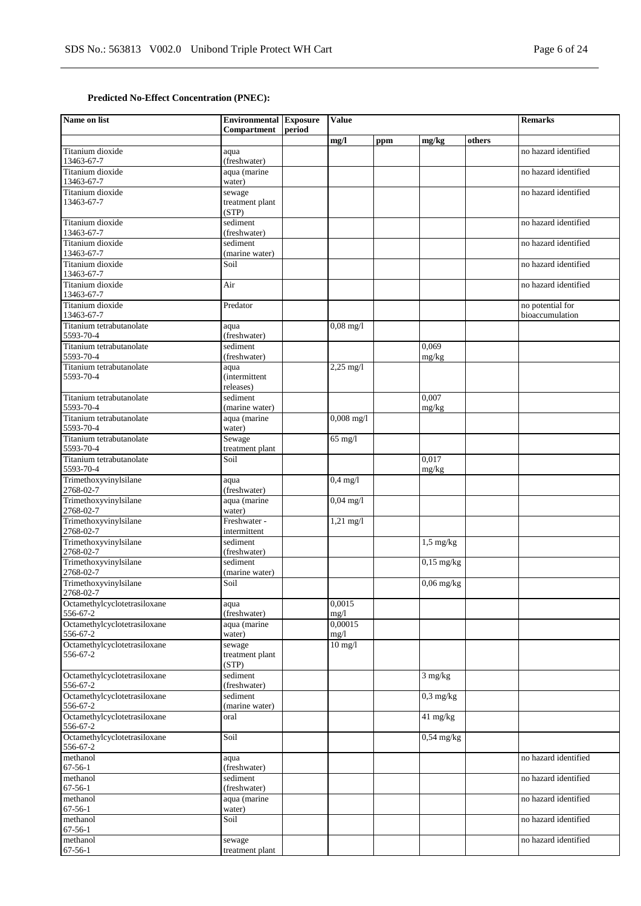**Predicted No-Effect Concentration (PNEC):**

| Name on list | Environmental Compartment | Exposure period | Value | | | | Remarks |
|---|---|---|---|---|---|---|---|
| | | | mg/l | ppm | mg/kg | others | |
| Titanium dioxide 13463-67-7 | aqua (freshwater) | | | | | | no hazard identified |
| Titanium dioxide 13463-67-7 | aqua (marine water) | | | | | | no hazard identified |
| Titanium dioxide 13463-67-7 | sewage treatment plant (STP) | | | | | | no hazard identified |
| Titanium dioxide 13463-67-7 | sediment (freshwater) | | | | | | no hazard identified |
| Titanium dioxide 13463-67-7 | sediment (marine water) | | | | | | no hazard identified |
| Titanium dioxide 13463-67-7 | Soil | | | | | | no hazard identified |
| Titanium dioxide 13463-67-7 | Air | | | | | | no hazard identified |
| Titanium dioxide 13463-67-7 | Predator | | | | | | no potential for bioaccumulation |
| Titanium tetrabutanolate 5593-70-4 | aqua (freshwater) | | 0,08 mg/l | | | | |
| Titanium tetrabutanolate 5593-70-4 | sediment (freshwater) | | | | 0,069 mg/kg | | |
| Titanium tetrabutanolate 5593-70-4 | aqua (intermittent releases) | | 2,25 mg/l | | | | |
| Titanium tetrabutanolate 5593-70-4 | sediment (marine water) | | | | 0,007 mg/kg | | |
| Titanium tetrabutanolate 5593-70-4 | aqua (marine water) | | 0,008 mg/l | | | | |
| Titanium tetrabutanolate 5593-70-4 | Sewage treatment plant | | 65 mg/l | | | | |
| Titanium tetrabutanolate 5593-70-4 | Soil | | | | 0,017 mg/kg | | |
| Trimethoxyvinylsilane 2768-02-7 | aqua (freshwater) | | 0,4 mg/l | | | | |
| Trimethoxyvinylsilane 2768-02-7 | aqua (marine water) | | 0,04 mg/l | | | | |
| Trimethoxyvinylsilane 2768-02-7 | Freshwater - intermittent | | 1,21 mg/l | | | | |
| Trimethoxyvinylsilane 2768-02-7 | sediment (freshwater) | | | | 1,5 mg/kg | | |
| Trimethoxyvinylsilane 2768-02-7 | sediment (marine water) | | | | 0,15 mg/kg | | |
| Trimethoxyvinylsilane 2768-02-7 | Soil | | | | 0,06 mg/kg | | |
| Octamethylcyclotetrasiloxane 556-67-2 | aqua (freshwater) | | 0,0015 mg/l | | | | |
| Octamethylcyclotetrasiloxane 556-67-2 | aqua (marine water) | | 0,00015 mg/l | | | | |
| Octamethylcyclotetrasiloxane 556-67-2 | sewage treatment plant (STP) | | 10 mg/l | | | | |
| Octamethylcyclotetrasiloxane 556-67-2 | sediment (freshwater) | | | | 3 mg/kg | | |
| Octamethylcyclotetrasiloxane 556-67-2 | sediment (marine water) | | | | 0,3 mg/kg | | |
| Octamethylcyclotetrasiloxane 556-67-2 | oral | | | | 41 mg/kg | | |
| Octamethylcyclotetrasiloxane 556-67-2 | Soil | | | | 0,54 mg/kg | | |
| methanol 67-56-1 | aqua (freshwater) | | | | | | no hazard identified |
| methanol 67-56-1 | sediment (freshwater) | | | | | | no hazard identified |
| methanol 67-56-1 | aqua (marine water) | | | | | | no hazard identified |
| methanol 67-56-1 | Soil | | | | | | no hazard identified |
| methanol 67-56-1 | sewage treatment plant | | | | | | no hazard identified |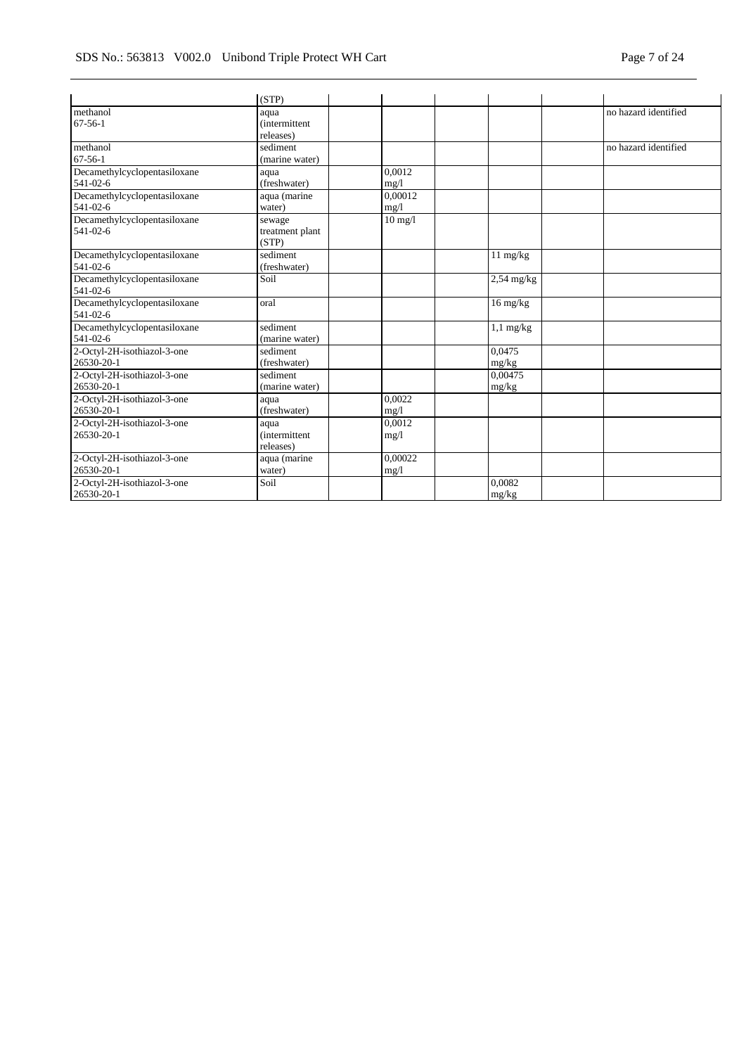| | | | | | | | |
|---|---|---|---|---|---|---|---|
| | (STP) | | | | | | |
| methanol<br>67-56-1 | aqua<br>(intermittent<br>releases) | | | | | | no hazard identified |
| methanol<br>67-56-1 | sediment<br>(marine water) | | | | | | no hazard identified |
| Decamethylcyclopentasiloxane<br>541-02-6 | aqua<br>(freshwater) | | 0,0012<br>mg/l | | | | |
| Decamethylcyclopentasiloxane<br>541-02-6 | aqua (marine<br>water) | | 0,00012<br>mg/l | | | | |
| Decamethylcyclopentasiloxane<br>541-02-6 | sewage<br>treatment plant<br>(STP) | | 10 mg/l | | | | |
| Decamethylcyclopentasiloxane<br>541-02-6 | sediment<br>(freshwater) | | | | 11 mg/kg | | |
| Decamethylcyclopentasiloxane<br>541-02-6 | Soil | | | | 2,54 mg/kg | | |
| Decamethylcyclopentasiloxane<br>541-02-6 | oral | | | | 16 mg/kg | | |
| Decamethylcyclopentasiloxane<br>541-02-6 | sediment<br>(marine water) | | | | 1,1 mg/kg | | |
| 2-Octyl-2H-isothiazol-3-one<br>26530-20-1 | sediment<br>(freshwater) | | | | 0,0475<br>mg/kg | | |
| 2-Octyl-2H-isothiazol-3-one<br>26530-20-1 | sediment<br>(marine water) | | | | 0,00475<br>mg/kg | | |
| 2-Octyl-2H-isothiazol-3-one<br>26530-20-1 | aqua<br>(freshwater) | | 0,0022<br>mg/l | | | | |
| 2-Octyl-2H-isothiazol-3-one<br>26530-20-1 | aqua<br>(intermittent<br>releases) | | 0,0012<br>mg/l | | | | |
| 2-Octyl-2H-isothiazol-3-one<br>26530-20-1 | aqua (marine<br>water) | | 0,00022<br>mg/l | | | | |
| 2-Octyl-2H-isothiazol-3-one<br>26530-20-1 | Soil | | | | 0,0082<br>mg/kg | | |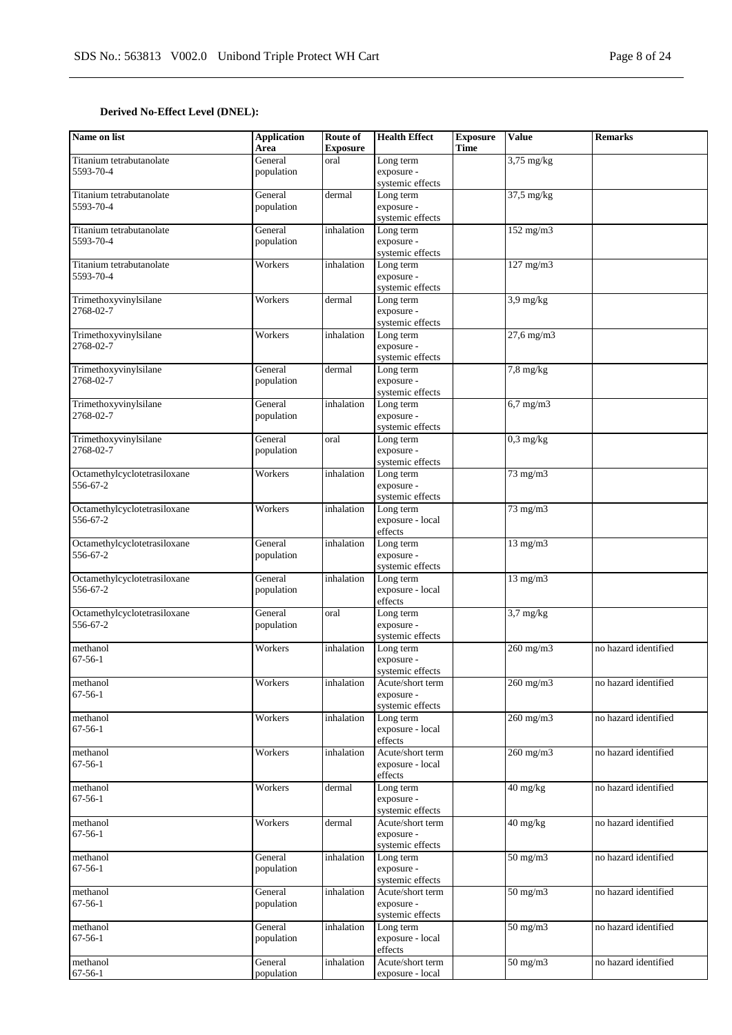**Derived No-Effect Level (DNEL):**

| Name on list | Application Area | Route of Exposure | Health Effect | Exposure Time | Value | Remarks |
|---|---|---|---|---|---|---|
| Titanium tetrabutanolate 5593-70-4 | General population | oral | Long term exposure - systemic effects | | 3,75 mg/kg | |
| Titanium tetrabutanolate 5593-70-4 | General population | dermal | Long term exposure - systemic effects | | 37,5 mg/kg | |
| Titanium tetrabutanolate 5593-70-4 | General population | inhalation | Long term exposure - systemic effects | | 152 mg/m3 | |
| Titanium tetrabutanolate 5593-70-4 | Workers | inhalation | Long term exposure - systemic effects | | 127 mg/m3 | |
| Trimethoxyvinylsilane 2768-02-7 | Workers | dermal | Long term exposure - systemic effects | | 3,9 mg/kg | |
| Trimethoxyvinylsilane 2768-02-7 | Workers | inhalation | Long term exposure - systemic effects | | 27,6 mg/m3 | |
| Trimethoxyvinylsilane 2768-02-7 | General population | dermal | Long term exposure - systemic effects | | 7,8 mg/kg | |
| Trimethoxyvinylsilane 2768-02-7 | General population | inhalation | Long term exposure - systemic effects | | 6,7 mg/m3 | |
| Trimethoxyvinylsilane 2768-02-7 | General population | oral | Long term exposure - systemic effects | | 0,3 mg/kg | |
| Octamethylcyclotetrasiloxane 556-67-2 | Workers | inhalation | Long term exposure - systemic effects | | 73 mg/m3 | |
| Octamethylcyclotetrasiloxane 556-67-2 | Workers | inhalation | Long term exposure - local effects | | 73 mg/m3 | |
| Octamethylcyclotetrasiloxane 556-67-2 | General population | inhalation | Long term exposure - systemic effects | | 13 mg/m3 | |
| Octamethylcyclotetrasiloxane 556-67-2 | General population | inhalation | Long term exposure - local effects | | 13 mg/m3 | |
| Octamethylcyclotetrasiloxane 556-67-2 | General population | oral | Long term exposure - systemic effects | | 3,7 mg/kg | |
| methanol 67-56-1 | Workers | inhalation | Long term exposure - systemic effects | | 260 mg/m3 | no hazard identified |
| methanol 67-56-1 | Workers | inhalation | Acute/short term exposure - systemic effects | | 260 mg/m3 | no hazard identified |
| methanol 67-56-1 | Workers | inhalation | Long term exposure - local effects | | 260 mg/m3 | no hazard identified |
| methanol 67-56-1 | Workers | inhalation | Acute/short term exposure - local effects | | 260 mg/m3 | no hazard identified |
| methanol 67-56-1 | Workers | dermal | Long term exposure - systemic effects | | 40 mg/kg | no hazard identified |
| methanol 67-56-1 | Workers | dermal | Acute/short term exposure - systemic effects | | 40 mg/kg | no hazard identified |
| methanol 67-56-1 | General population | inhalation | Long term exposure - systemic effects | | 50 mg/m3 | no hazard identified |
| methanol 67-56-1 | General population | inhalation | Acute/short term exposure - systemic effects | | 50 mg/m3 | no hazard identified |
| methanol 67-56-1 | General population | inhalation | Long term exposure - local effects | | 50 mg/m3 | no hazard identified |
| methanol 67-56-1 | General population | inhalation | Acute/short term exposure - local | | 50 mg/m3 | no hazard identified |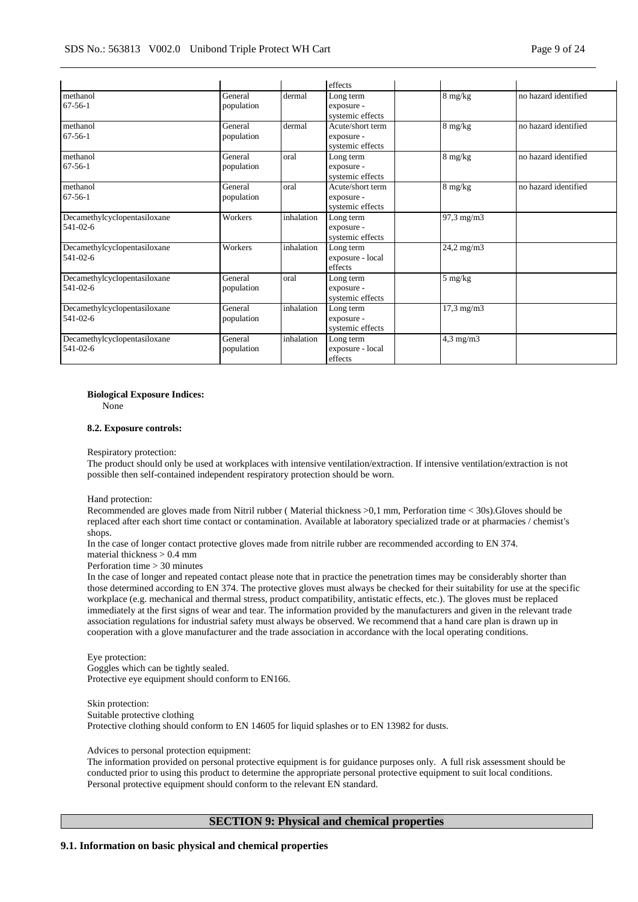| | | | effects | | | |
|---|---|---|---|---|---|---|
| methanol<br>67-56-1 | General population | dermal | Long term exposure - systemic effects | | 8 mg/kg | no hazard identified |
| methanol<br>67-56-1 | General population | dermal | Acute/short term exposure - systemic effects | | 8 mg/kg | no hazard identified |
| methanol<br>67-56-1 | General population | oral | Long term exposure - systemic effects | | 8 mg/kg | no hazard identified |
| methanol<br>67-56-1 | General population | oral | Acute/short term exposure - systemic effects | | 8 mg/kg | no hazard identified |
| Decamethylcyclopentasiloxane<br>541-02-6 | Workers | inhalation | Long term exposure - systemic effects | | 97,3 mg/m3 | |
| Decamethylcyclopentasiloxane<br>541-02-6 | Workers | inhalation | Long term exposure - local effects | | 24,2 mg/m3 | |
| Decamethylcyclopentasiloxane<br>541-02-6 | General population | oral | Long term exposure - systemic effects | | 5 mg/kg | |
| Decamethylcyclopentasiloxane<br>541-02-6 | General population | inhalation | Long term exposure - systemic effects | | 17,3 mg/m3 | |
| Decamethylcyclopentasiloxane<br>541-02-6 | General population | inhalation | Long term exposure - local effects | | 4,3 mg/m3 | |

**Biological Exposure Indices:**

None

**8.2. Exposure controls:**

Respiratory protection:

The product should only be used at workplaces with intensive ventilation/extraction. If intensive ventilation/extraction is not possible then self-contained independent respiratory protection should be worn.

Hand protection:

Recommended are gloves made from Nitril rubber ( Material thickness >0,1 mm, Perforation time < 30s).Gloves should be replaced after each short time contact or contamination. Available at laboratory specialized trade or at pharmacies / chemist's shops.

In the case of longer contact protective gloves made from nitrile rubber are recommended according to EN 374.

material thickness > 0.4 mm

Perforation time > 30 minutes

In the case of longer and repeated contact please note that in practice the penetration times may be considerably shorter than those determined according to EN 374. The protective gloves must always be checked for their suitability for use at the specific workplace (e.g. mechanical and thermal stress, product compatibility, antistatic effects, etc.). The gloves must be replaced immediately at the first signs of wear and tear. The information provided by the manufacturers and given in the relevant trade association regulations for industrial safety must always be observed. We recommend that a hand care plan is drawn up in cooperation with a glove manufacturer and the trade association in accordance with the local operating conditions.

Eye protection:

Goggles which can be tightly sealed.

Protective eye equipment should conform to EN166.

Skin protection:

Suitable protective clothing

Protective clothing should conform to EN 14605 for liquid splashes or to EN 13982 for dusts.

Advices to personal protection equipment:

The information provided on personal protective equipment is for guidance purposes only. A full risk assessment should be conducted prior to using this product to determine the appropriate personal protective equipment to suit local conditions. Personal protective equipment should conform to the relevant EN standard.

## SECTION 9: Physical and chemical properties

### 9.1. Information on basic physical and chemical properties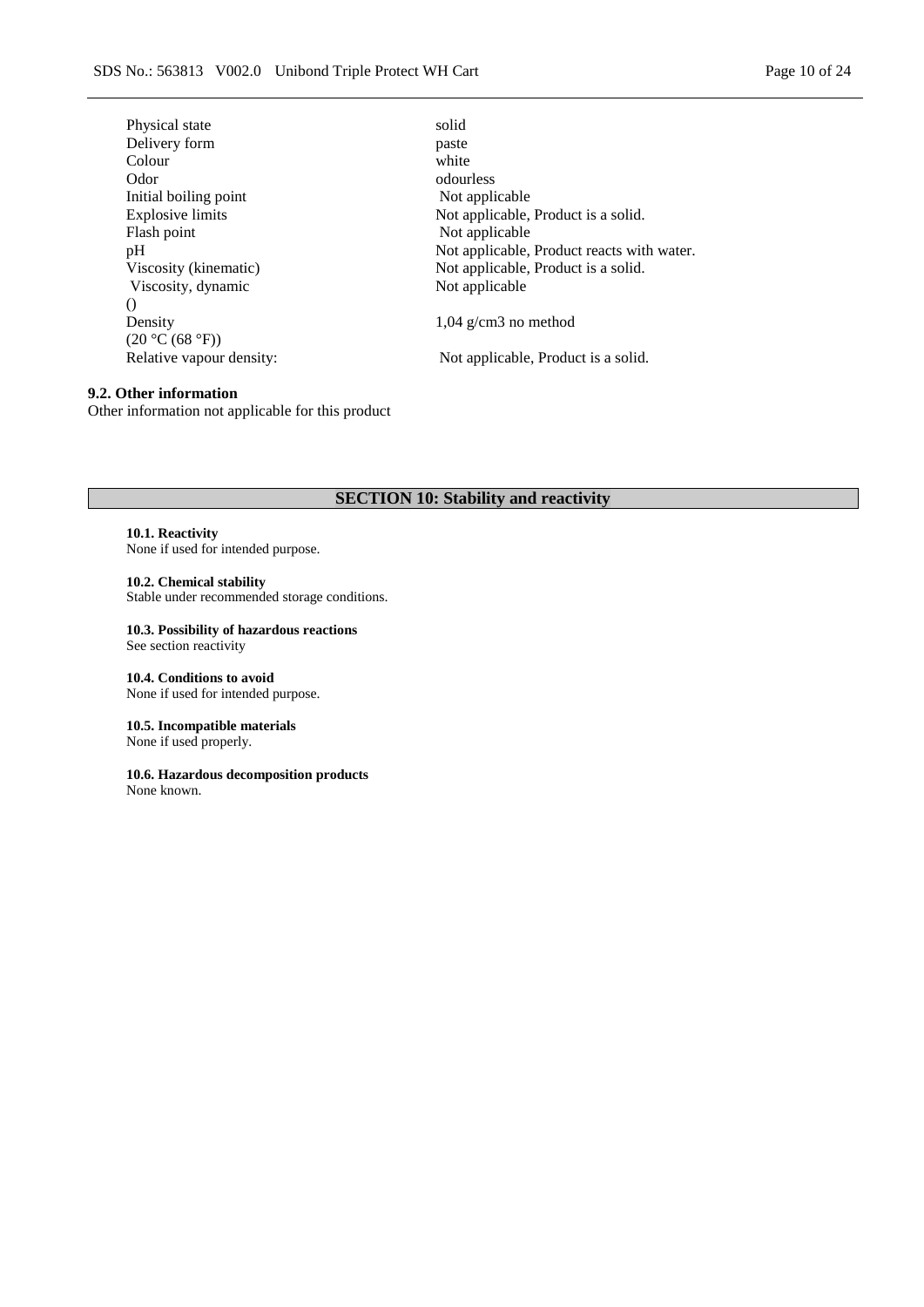| | |
|---|---|
| Physical state | solid |
| Delivery form | paste |
| Colour | white |
| Odor | odourless |
| Initial boiling point | Not applicable |
| Explosive limits | Not applicable, Product is a solid. |
| Flash point | Not applicable |
| pH | Not applicable, Product reacts with water. |
| Viscosity (kinematic) | Not applicable, Product is a solid. |
| Viscosity, dynamic () | Not applicable |
| Density (20 °C (68 °F)) | 1,04 g/cm3 no method |
| Relative vapour density: | Not applicable, Product is a solid. |

**9.2. Other information**

Other information not applicable for this product

## SECTION 10: Stability and reactivity

**10.1. Reactivity**

None if used for intended purpose.

**10.2. Chemical stability**

Stable under recommended storage conditions.

**10.3. Possibility of hazardous reactions**

See section reactivity

**10.4. Conditions to avoid**

None if used for intended purpose.

**10.5. Incompatible materials**

None if used properly.

**10.6. Hazardous decomposition products**

None known.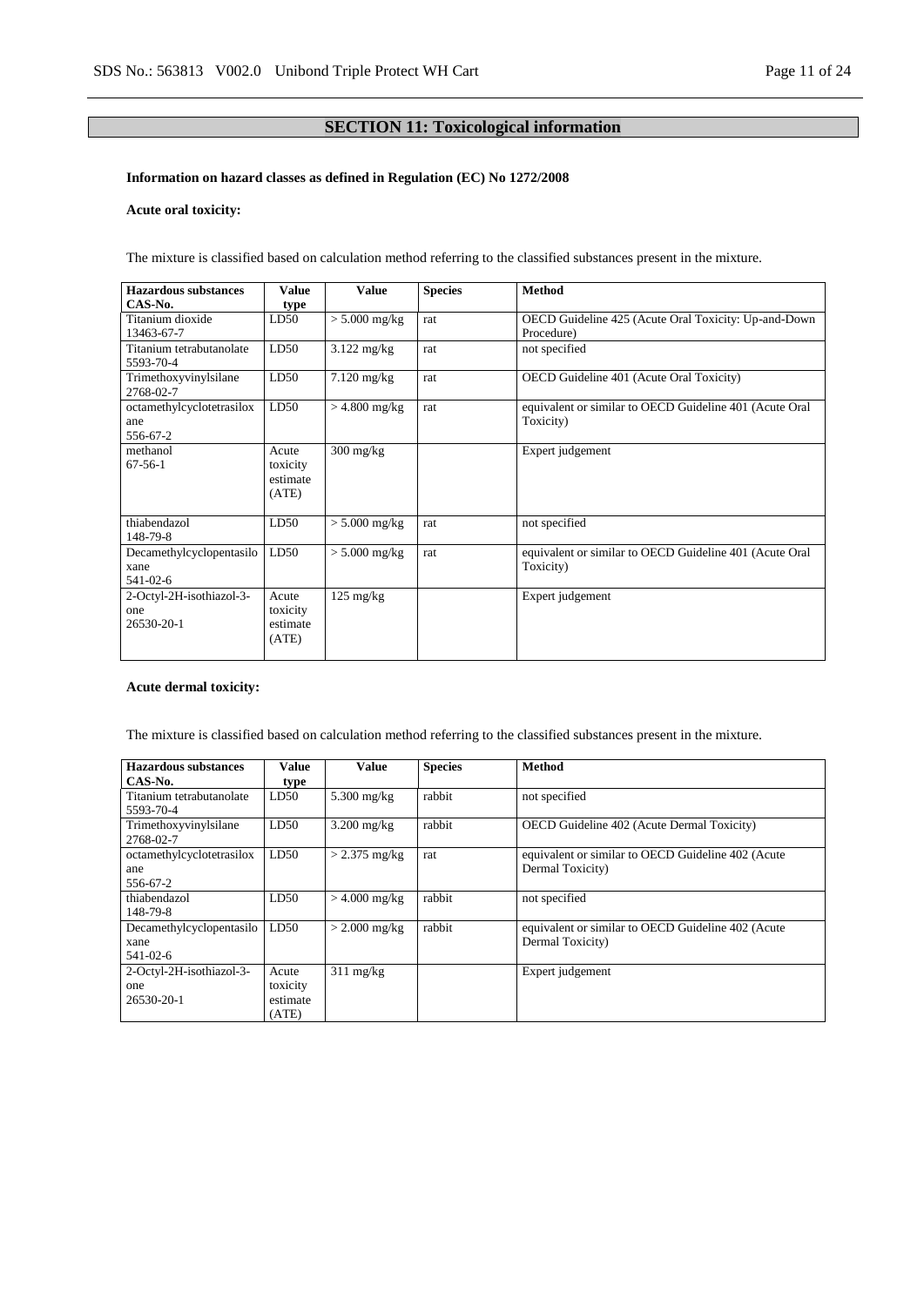## SECTION 11: Toxicological information

**Information on hazard classes as defined in Regulation (EC) No 1272/2008**

**Acute oral toxicity:**

The mixture is classified based on calculation method referring to the classified substances present in the mixture.

| Hazardous substances CAS-No. | Value type | Value | Species | Method |
|---|---|---|---|---|
| Titanium dioxide 13463-67-7 | LD50 | > 5.000 mg/kg | rat | OECD Guideline 425 (Acute Oral Toxicity: Up-and-Down Procedure) |
| Titanium tetrabutanolate 5593-70-4 | LD50 | 3.122 mg/kg | rat | not specified |
| Trimethoxyvinylsilane 2768-02-7 | LD50 | 7.120 mg/kg | rat | OECD Guideline 401 (Acute Oral Toxicity) |
| octamethylcyclotetrasiloxane 556-67-2 | LD50 | > 4.800 mg/kg | rat | equivalent or similar to OECD Guideline 401 (Acute Oral Toxicity) |
| methanol 67-56-1 | Acute toxicity estimate (ATE) | 300 mg/kg | | Expert judgement |
| thiabendazol 148-79-8 | LD50 | > 5.000 mg/kg | rat | not specified |
| Decamethylcyclopentasiloxane 541-02-6 | LD50 | > 5.000 mg/kg | rat | equivalent or similar to OECD Guideline 401 (Acute Oral Toxicity) |
| 2-Octyl-2H-isothiazol-3-one 26530-20-1 | Acute toxicity estimate (ATE) | 125 mg/kg | | Expert judgement |

**Acute dermal toxicity:**

The mixture is classified based on calculation method referring to the classified substances present in the mixture.

| Hazardous substances CAS-No. | Value type | Value | Species | Method |
|---|---|---|---|---|
| Titanium tetrabutanolate 5593-70-4 | LD50 | 5.300 mg/kg | rabbit | not specified |
| Trimethoxyvinylsilane 2768-02-7 | LD50 | 3.200 mg/kg | rabbit | OECD Guideline 402 (Acute Dermal Toxicity) |
| octamethylcyclotetrasiloxane 556-67-2 | LD50 | > 2.375 mg/kg | rat | equivalent or similar to OECD Guideline 402 (Acute Dermal Toxicity) |
| thiabendazol 148-79-8 | LD50 | > 4.000 mg/kg | rabbit | not specified |
| Decamethylcyclopentasiloxane 541-02-6 | LD50 | > 2.000 mg/kg | rabbit | equivalent or similar to OECD Guideline 402 (Acute Dermal Toxicity) |
| 2-Octyl-2H-isothiazol-3-one 26530-20-1 | Acute toxicity estimate (ATE) | 311 mg/kg | | Expert judgement |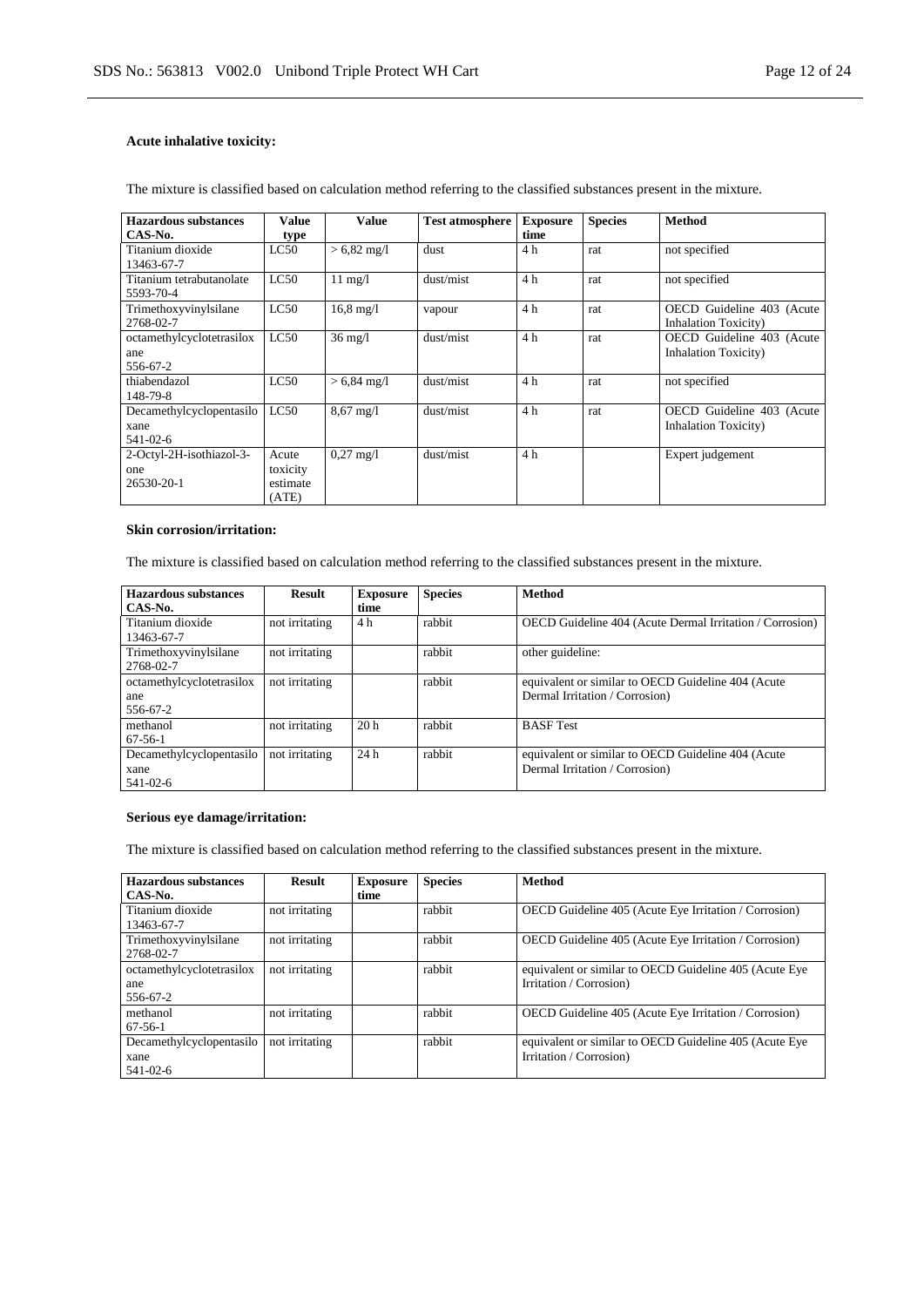**Acute inhalative toxicity:**

The mixture is classified based on calculation method referring to the classified substances present in the mixture.

| Hazardous substances CAS-No. | Value type | Value | Test atmosphere | Exposure time | Species | Method |
|---|---|---|---|---|---|---|
| Titanium dioxide 13463-67-7 | LC50 | > 6,82 mg/l | dust | 4 h | rat | not specified |
| Titanium tetrabutanolate 5593-70-4 | LC50 | 11 mg/l | dust/mist | 4 h | rat | not specified |
| Trimethoxyvinylsilane 2768-02-7 | LC50 | 16,8 mg/l | vapour | 4 h | rat | OECD Guideline 403 (Acute Inhalation Toxicity) |
| octamethylcyclotetrasiloxane 556-67-2 | LC50 | 36 mg/l | dust/mist | 4 h | rat | OECD Guideline 403 (Acute Inhalation Toxicity) |
| thiabendazol 148-79-8 | LC50 | > 6,84 mg/l | dust/mist | 4 h | rat | not specified |
| Decamethylcyclopentasiloxane 541-02-6 | LC50 | 8,67 mg/l | dust/mist | 4 h | rat | OECD Guideline 403 (Acute Inhalation Toxicity) |
| 2-Octyl-2H-isothiazol-3-one 26530-20-1 | Acute toxicity estimate (ATE) | 0,27 mg/l | dust/mist | 4 h | | Expert judgement |

**Skin corrosion/irritation:**

The mixture is classified based on calculation method referring to the classified substances present in the mixture.

| Hazardous substances CAS-No. | Result | Exposure time | Species | Method |
|---|---|---|---|---|
| Titanium dioxide 13463-67-7 | not irritating | 4 h | rabbit | OECD Guideline 404 (Acute Dermal Irritation / Corrosion) |
| Trimethoxyvinylsilane 2768-02-7 | not irritating | | rabbit | other guideline: |
| octamethylcyclotetrasiloxane 556-67-2 | not irritating | | rabbit | equivalent or similar to OECD Guideline 404 (Acute Dermal Irritation / Corrosion) |
| methanol 67-56-1 | not irritating | 20 h | rabbit | BASF Test |
| Decamethylcyclopentasiloxane 541-02-6 | not irritating | 24 h | rabbit | equivalent or similar to OECD Guideline 404 (Acute Dermal Irritation / Corrosion) |

**Serious eye damage/irritation:**

The mixture is classified based on calculation method referring to the classified substances present in the mixture.

| Hazardous substances CAS-No. | Result | Exposure time | Species | Method |
|---|---|---|---|---|
| Titanium dioxide 13463-67-7 | not irritating | | rabbit | OECD Guideline 405 (Acute Eye Irritation / Corrosion) |
| Trimethoxyvinylsilane 2768-02-7 | not irritating | | rabbit | OECD Guideline 405 (Acute Eye Irritation / Corrosion) |
| octamethylcyclotetrasiloxane 556-67-2 | not irritating | | rabbit | equivalent or similar to OECD Guideline 405 (Acute Eye Irritation / Corrosion) |
| methanol 67-56-1 | not irritating | | rabbit | OECD Guideline 405 (Acute Eye Irritation / Corrosion) |
| Decamethylcyclopentasiloxane 541-02-6 | not irritating | | rabbit | equivalent or similar to OECD Guideline 405 (Acute Eye Irritation / Corrosion) |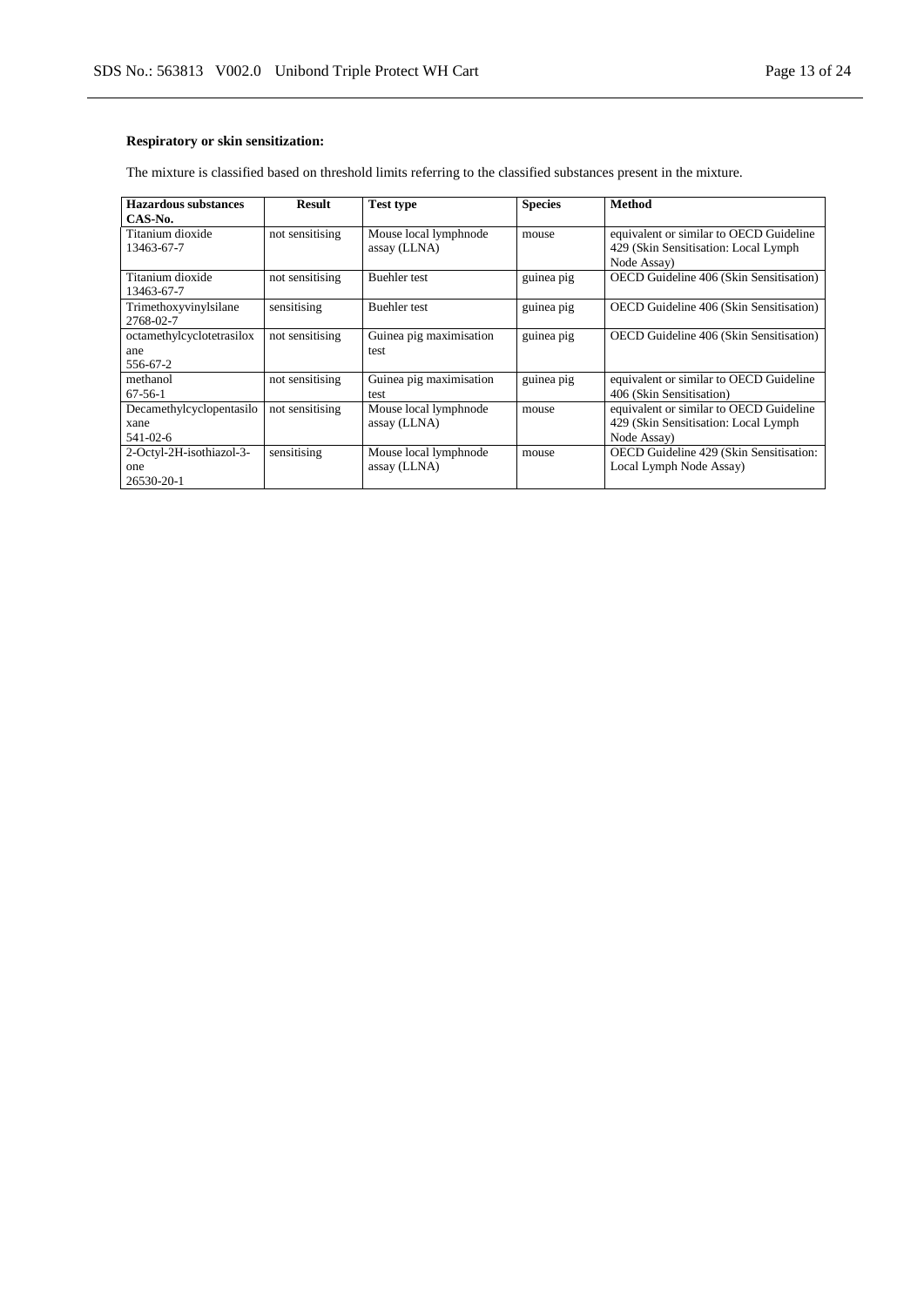**Respiratory or skin sensitization:**

The mixture is classified based on threshold limits referring to the classified substances present in the mixture.

| Hazardous substances CAS-No. | Result | Test type | Species | Method |
|---|---|---|---|---|
| Titanium dioxide 13463-67-7 | not sensitising | Mouse local lymphnode assay (LLNA) | mouse | equivalent or similar to OECD Guideline 429 (Skin Sensitisation: Local Lymph Node Assay) |
| Titanium dioxide 13463-67-7 | not sensitising | Buehler test | guinea pig | OECD Guideline 406 (Skin Sensitisation) |
| Trimethoxyvinylsilane 2768-02-7 | sensitising | Buehler test | guinea pig | OECD Guideline 406 (Skin Sensitisation) |
| octamethylcyclotetrasiloxane 556-67-2 | not sensitising | Guinea pig maximisation test | guinea pig | OECD Guideline 406 (Skin Sensitisation) |
| methanol 67-56-1 | not sensitising | Guinea pig maximisation test | guinea pig | equivalent or similar to OECD Guideline 406 (Skin Sensitisation) |
| Decamethylcyclopentasiloxane 541-02-6 | not sensitising | Mouse local lymphnode assay (LLNA) | mouse | equivalent or similar to OECD Guideline 429 (Skin Sensitisation: Local Lymph Node Assay) |
| 2-Octyl-2H-isothiazol-3-one 26530-20-1 | sensitising | Mouse local lymphnode assay (LLNA) | mouse | OECD Guideline 429 (Skin Sensitisation: Local Lymph Node Assay) |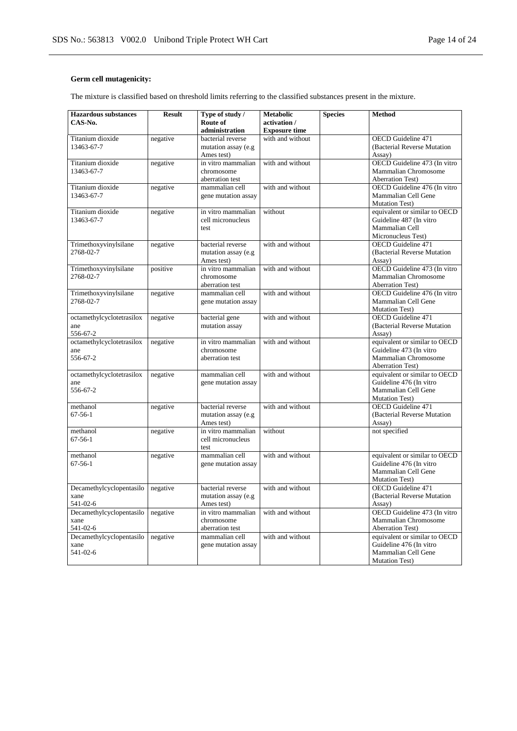**Germ cell mutagenicity:**

The mixture is classified based on threshold limits referring to the classified substances present in the mixture.

| Hazardous substances CAS-No. | Result | Type of study / Route of administration | Metabolic activation / Exposure time | Species | Method |
|---|---|---|---|---|---|
| Titanium dioxide 13463-67-7 | negative | bacterial reverse mutation assay (e.g Ames test) | with and without | | OECD Guideline 471 (Bacterial Reverse Mutation Assay) |
| Titanium dioxide 13463-67-7 | negative | in vitro mammalian chromosome aberration test | with and without | | OECD Guideline 473 (In vitro Mammalian Chromosome Aberration Test) |
| Titanium dioxide 13463-67-7 | negative | mammalian cell gene mutation assay | with and without | | OECD Guideline 476 (In vitro Mammalian Cell Gene Mutation Test) |
| Titanium dioxide 13463-67-7 | negative | in vitro mammalian cell micronucleus test | without | | equivalent or similar to OECD Guideline 487 (In vitro Mammalian Cell Micronucleus Test) |
| Trimethoxyvinylsilane 2768-02-7 | negative | bacterial reverse mutation assay (e.g Ames test) | with and without | | OECD Guideline 471 (Bacterial Reverse Mutation Assay) |
| Trimethoxyvinylsilane 2768-02-7 | positive | in vitro mammalian chromosome aberration test | with and without | | OECD Guideline 473 (In vitro Mammalian Chromosome Aberration Test) |
| Trimethoxyvinylsilane 2768-02-7 | negative | mammalian cell gene mutation assay | with and without | | OECD Guideline 476 (In vitro Mammalian Cell Gene Mutation Test) |
| octamethylcyclotetrasiloxane 556-67-2 | negative | bacterial gene mutation assay | with and without | | OECD Guideline 471 (Bacterial Reverse Mutation Assay) |
| octamethylcyclotetrasiloxane 556-67-2 | negative | in vitro mammalian chromosome aberration test | with and without | | equivalent or similar to OECD Guideline 473 (In vitro Mammalian Chromosome Aberration Test) |
| octamethylcyclotetrasiloxane 556-67-2 | negative | mammalian cell gene mutation assay | with and without | | equivalent or similar to OECD Guideline 476 (In vitro Mammalian Cell Gene Mutation Test) |
| methanol 67-56-1 | negative | bacterial reverse mutation assay (e.g Ames test) | with and without | | OECD Guideline 471 (Bacterial Reverse Mutation Assay) |
| methanol 67-56-1 | negative | in vitro mammalian cell micronucleus test | without | | not specified |
| methanol 67-56-1 | negative | mammalian cell gene mutation assay | with and without | | equivalent or similar to OECD Guideline 476 (In vitro Mammalian Cell Gene Mutation Test) |
| Decamethylcyclopentasiloxane 541-02-6 | negative | bacterial reverse mutation assay (e.g Ames test) | with and without | | OECD Guideline 471 (Bacterial Reverse Mutation Assay) |
| Decamethylcyclopentasiloxane 541-02-6 | negative | in vitro mammalian chromosome aberration test | with and without | | OECD Guideline 473 (In vitro Mammalian Chromosome Aberration Test) |
| Decamethylcyclopentasiloxane 541-02-6 | negative | mammalian cell gene mutation assay | with and without | | equivalent or similar to OECD Guideline 476 (In vitro Mammalian Cell Gene Mutation Test) |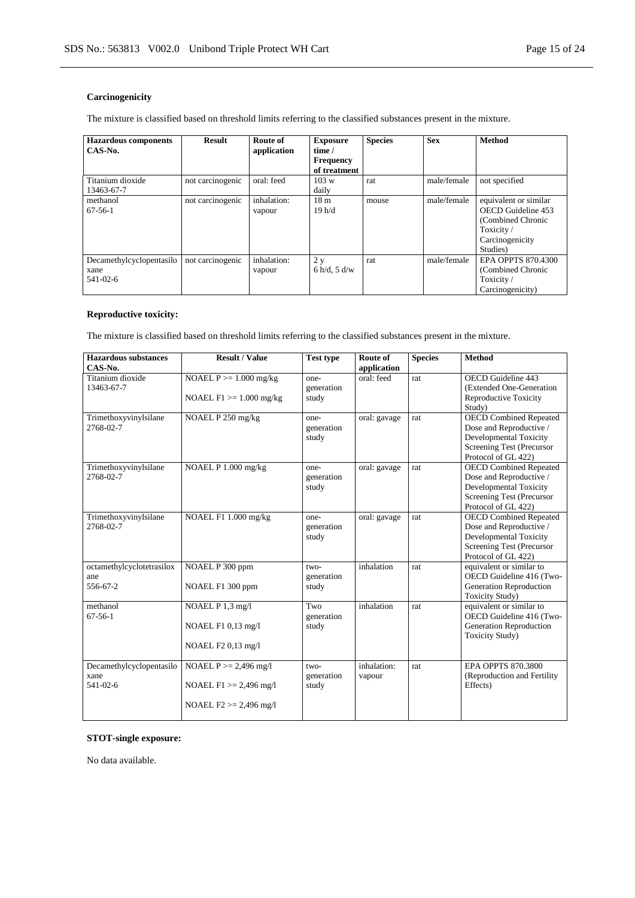### Carcinogenicity

The mixture is classified based on threshold limits referring to the classified substances present in the mixture.

| Hazardous components CAS-No. | Result | Route of application | Exposure time / Frequency of treatment | Species | Sex | Method |
|---|---|---|---|---|---|---|
| Titanium dioxide 13463-67-7 | not carcinogenic | oral: feed | 103 w daily | rat | male/female | not specified |
| methanol 67-56-1 | not carcinogenic | inhalation: vapour | 18 m 19 h/d | mouse | male/female | equivalent or similar OECD Guideline 453 (Combined Chronic Toxicity / Carcinogenicity Studies) |
| Decamethylcyclopentasiloxane 541-02-6 | not carcinogenic | inhalation: vapour | 2 y 6 h/d, 5 d/w | rat | male/female | EPA OPPTS 870.4300 (Combined Chronic Toxicity / Carcinogenicity) |

### Reproductive toxicity:

The mixture is classified based on threshold limits referring to the classified substances present in the mixture.

| Hazardous substances CAS-No. | Result / Value | Test type | Route of application | Species | Method |
|---|---|---|---|---|---|
| Titanium dioxide 13463-67-7 | NOAEL P >= 1.000 mg/kg<br>NOAEL F1 >= 1.000 mg/kg | one-generation study | oral: feed | rat | OECD Guideline 443 (Extended One-Generation Reproductive Toxicity Study) |
| Trimethoxyvinylsilane 2768-02-7 | NOAEL P 250 mg/kg | one-generation study | oral: gavage | rat | OECD Combined Repeated Dose and Reproductive / Developmental Toxicity Screening Test (Precursor Protocol of GL 422) |
| Trimethoxyvinylsilane 2768-02-7 | NOAEL P 1.000 mg/kg | one-generation study | oral: gavage | rat | OECD Combined Repeated Dose and Reproductive / Developmental Toxicity Screening Test (Precursor Protocol of GL 422) |
| Trimethoxyvinylsilane 2768-02-7 | NOAEL F1 1.000 mg/kg | one-generation study | oral: gavage | rat | OECD Combined Repeated Dose and Reproductive / Developmental Toxicity Screening Test (Precursor Protocol of GL 422) |
| octamethylcyclotetrasiloxane 556-67-2 | NOAEL P 300 ppm<br>NOAEL F1 300 ppm | two-generation study | inhalation | rat | equivalent or similar to OECD Guideline 416 (Two-Generation Reproduction Toxicity Study) |
| methanol 67-56-1 | NOAEL P 1,3 mg/l<br>NOAEL F1 0,13 mg/l<br>NOAEL F2 0,13 mg/l | Two generation study | inhalation | rat | equivalent or similar to OECD Guideline 416 (Two-Generation Reproduction Toxicity Study) |
| Decamethylcyclopentasiloxane 541-02-6 | NOAEL P >= 2,496 mg/l<br>NOAEL F1 >= 2,496 mg/l<br>NOAEL F2 >= 2,496 mg/l | two-generation study | inhalation: vapour | rat | EPA OPPTS 870.3800 (Reproduction and Fertility Effects) |

### STOT-single exposure:

No data available.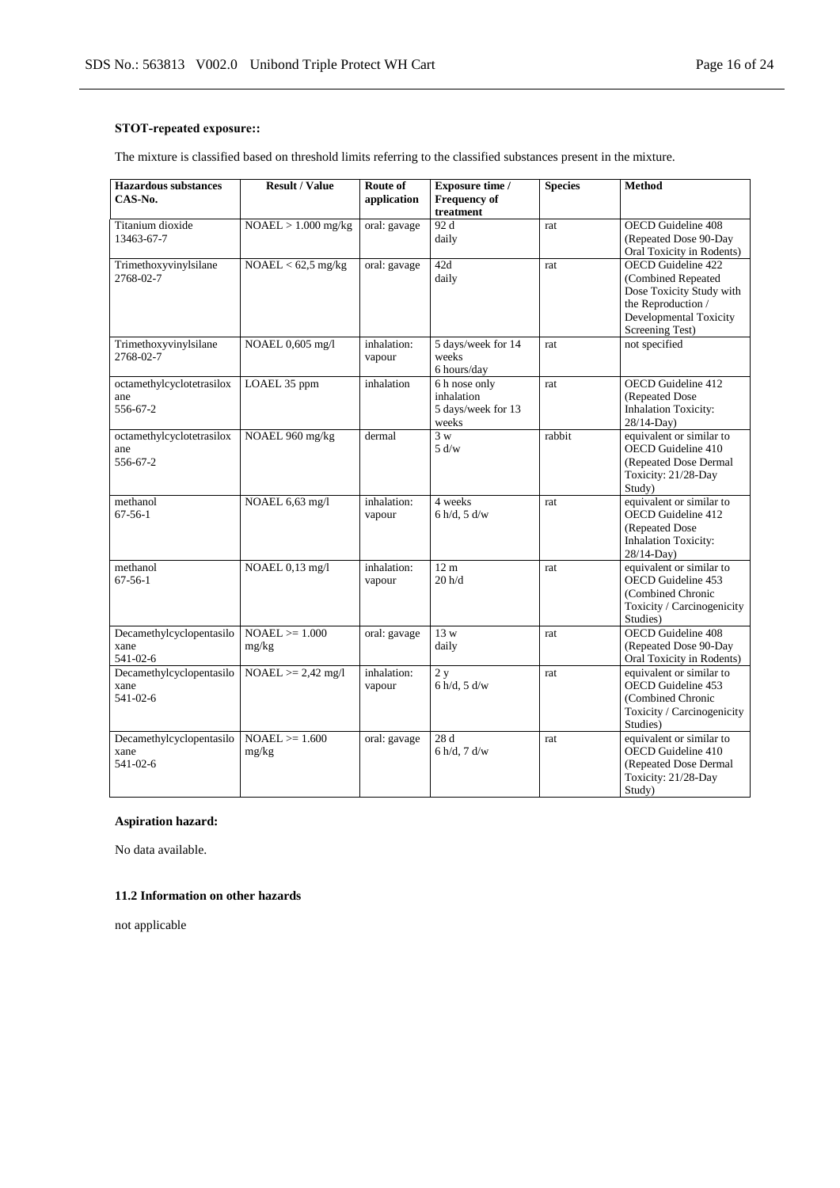**STOT-repeated exposure::**

The mixture is classified based on threshold limits referring to the classified substances present in the mixture.

| Hazardous substances CAS-No. | Result / Value | Route of application | Exposure time / Frequency of treatment | Species | Method |
|---|---|---|---|---|---|
| Titanium dioxide 13463-67-7 | NOAEL > 1.000 mg/kg | oral: gavage | 92 d daily | rat | OECD Guideline 408 (Repeated Dose 90-Day Oral Toxicity in Rodents) |
| Trimethoxyvinylsilane 2768-02-7 | NOAEL < 62,5 mg/kg | oral: gavage | 42d daily | rat | OECD Guideline 422 (Combined Repeated Dose Toxicity Study with the Reproduction / Developmental Toxicity Screening Test) |
| Trimethoxyvinylsilane 2768-02-7 | NOAEL 0,605 mg/l | inhalation: vapour | 5 days/week for 14 weeks 6 hours/day | rat | not specified |
| octamethylcyclotetrasiloxane 556-67-2 | LOAEL 35 ppm | inhalation | 6 h nose only inhalation 5 days/week for 13 weeks | rat | OECD Guideline 412 (Repeated Dose Inhalation Toxicity: 28/14-Day) |
| octamethylcyclotetrasiloxane 556-67-2 | NOAEL 960 mg/kg | dermal | 3 w 5 d/w | rabbit | equivalent or similar to OECD Guideline 410 (Repeated Dose Dermal Toxicity: 21/28-Day Study) |
| methanol 67-56-1 | NOAEL 6,63 mg/l | inhalation: vapour | 4 weeks 6 h/d, 5 d/w | rat | equivalent or similar to OECD Guideline 412 (Repeated Dose Inhalation Toxicity: 28/14-Day) |
| methanol 67-56-1 | NOAEL 0,13 mg/l | inhalation: vapour | 12 m 20 h/d | rat | equivalent or similar to OECD Guideline 453 (Combined Chronic Toxicity / Carcinogenicity Studies) |
| Decamethylcyclopentasiloxane 541-02-6 | NOAEL >= 1.000 mg/kg | oral: gavage | 13 w daily | rat | OECD Guideline 408 (Repeated Dose 90-Day Oral Toxicity in Rodents) |
| Decamethylcyclopentasiloxane 541-02-6 | NOAEL >= 2,42 mg/l | inhalation: vapour | 2 y 6 h/d, 5 d/w | rat | equivalent or similar to OECD Guideline 453 (Combined Chronic Toxicity / Carcinogenicity Studies) |
| Decamethylcyclopentasiloxane 541-02-6 | NOAEL >= 1.600 mg/kg | oral: gavage | 28 d 6 h/d, 7 d/w | rat | equivalent or similar to OECD Guideline 410 (Repeated Dose Dermal Toxicity: 21/28-Day Study) |

**Aspiration hazard:**

No data available.

**11.2 Information on other hazards**

not applicable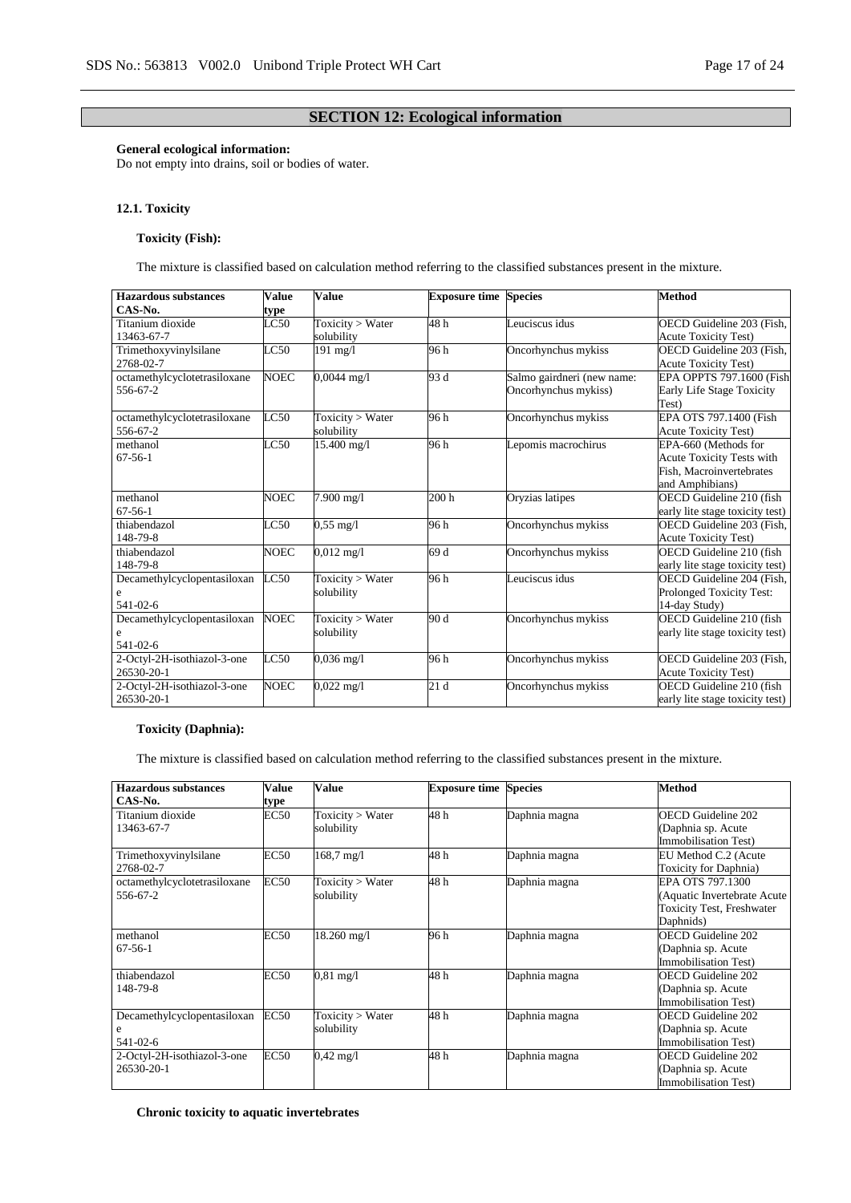## SECTION 12: Ecological information

**General ecological information:**
Do not empty into drains, soil or bodies of water.

### 12.1. Toxicity

#### Toxicity (Fish):

The mixture is classified based on calculation method referring to the classified substances present in the mixture.

| Hazardous substances CAS-No. | Value type | Value | Exposure time | Species | Method |
|---|---|---|---|---|---|
| Titanium dioxide 13463-67-7 | LC50 | Toxicity > Water solubility | 48 h | Leuciscus idus | OECD Guideline 203 (Fish, Acute Toxicity Test) |
| Trimethoxyvinylsilane 2768-02-7 | LC50 | 191 mg/l | 96 h | Oncorhynchus mykiss | OECD Guideline 203 (Fish, Acute Toxicity Test) |
| octamethylcyclotetrasiloxane 556-67-2 | NOEC | 0,0044 mg/l | 93 d | Salmo gairdneri (new name: Oncorhynchus mykiss) | EPA OPPTS 797.1600 (Fish Early Life Stage Toxicity Test) |
| octamethylcyclotetrasiloxane 556-67-2 | LC50 | Toxicity > Water solubility | 96 h | Oncorhynchus mykiss | EPA OTS 797.1400 (Fish Acute Toxicity Test) |
| methanol 67-56-1 | LC50 | 15.400 mg/l | 96 h | Lepomis macrochirus | EPA-660 (Methods for Acute Toxicity Tests with Fish, Macroinvertebrates and Amphibians) |
| methanol 67-56-1 | NOEC | 7.900 mg/l | 200 h | Oryzias latipes | OECD Guideline 210 (fish early lite stage toxicity test) |
| thiabendazol 148-79-8 | LC50 | 0,55 mg/l | 96 h | Oncorhynchus mykiss | OECD Guideline 203 (Fish, Acute Toxicity Test) |
| thiabendazol 148-79-8 | NOEC | 0,012 mg/l | 69 d | Oncorhynchus mykiss | OECD Guideline 210 (fish early lite stage toxicity test) |
| Decamethylcyclopentasiloxane 541-02-6 | LC50 | Toxicity > Water solubility | 96 h | Leuciscus idus | OECD Guideline 204 (Fish, Prolonged Toxicity Test: 14-day Study) |
| Decamethylcyclopentasiloxane 541-02-6 | NOEC | Toxicity > Water solubility | 90 d | Oncorhynchus mykiss | OECD Guideline 210 (fish early lite stage toxicity test) |
| 2-Octyl-2H-isothiazol-3-one 26530-20-1 | LC50 | 0,036 mg/l | 96 h | Oncorhynchus mykiss | OECD Guideline 203 (Fish, Acute Toxicity Test) |
| 2-Octyl-2H-isothiazol-3-one 26530-20-1 | NOEC | 0,022 mg/l | 21 d | Oncorhynchus mykiss | OECD Guideline 210 (fish early lite stage toxicity test) |

#### Toxicity (Daphnia):

The mixture is classified based on calculation method referring to the classified substances present in the mixture.

| Hazardous substances CAS-No. | Value type | Value | Exposure time | Species | Method |
|---|---|---|---|---|---|
| Titanium dioxide 13463-67-7 | EC50 | Toxicity > Water solubility | 48 h | Daphnia magna | OECD Guideline 202 (Daphnia sp. Acute Immobilisation Test) |
| Trimethoxyvinylsilane 2768-02-7 | EC50 | 168,7 mg/l | 48 h | Daphnia magna | EU Method C.2 (Acute Toxicity for Daphnia) |
| octamethylcyclotetrasiloxane 556-67-2 | EC50 | Toxicity > Water solubility | 48 h | Daphnia magna | EPA OTS 797.1300 (Aquatic Invertebrate Acute Toxicity Test, Freshwater Daphnids) |
| methanol 67-56-1 | EC50 | 18.260 mg/l | 96 h | Daphnia magna | OECD Guideline 202 (Daphnia sp. Acute Immobilisation Test) |
| thiabendazol 148-79-8 | EC50 | 0,81 mg/l | 48 h | Daphnia magna | OECD Guideline 202 (Daphnia sp. Acute Immobilisation Test) |
| Decamethylcyclopentasiloxane 541-02-6 | EC50 | Toxicity > Water solubility | 48 h | Daphnia magna | OECD Guideline 202 (Daphnia sp. Acute Immobilisation Test) |
| 2-Octyl-2H-isothiazol-3-one 26530-20-1 | EC50 | 0,42 mg/l | 48 h | Daphnia magna | OECD Guideline 202 (Daphnia sp. Acute Immobilisation Test) |

**Chronic toxicity to aquatic invertebrates**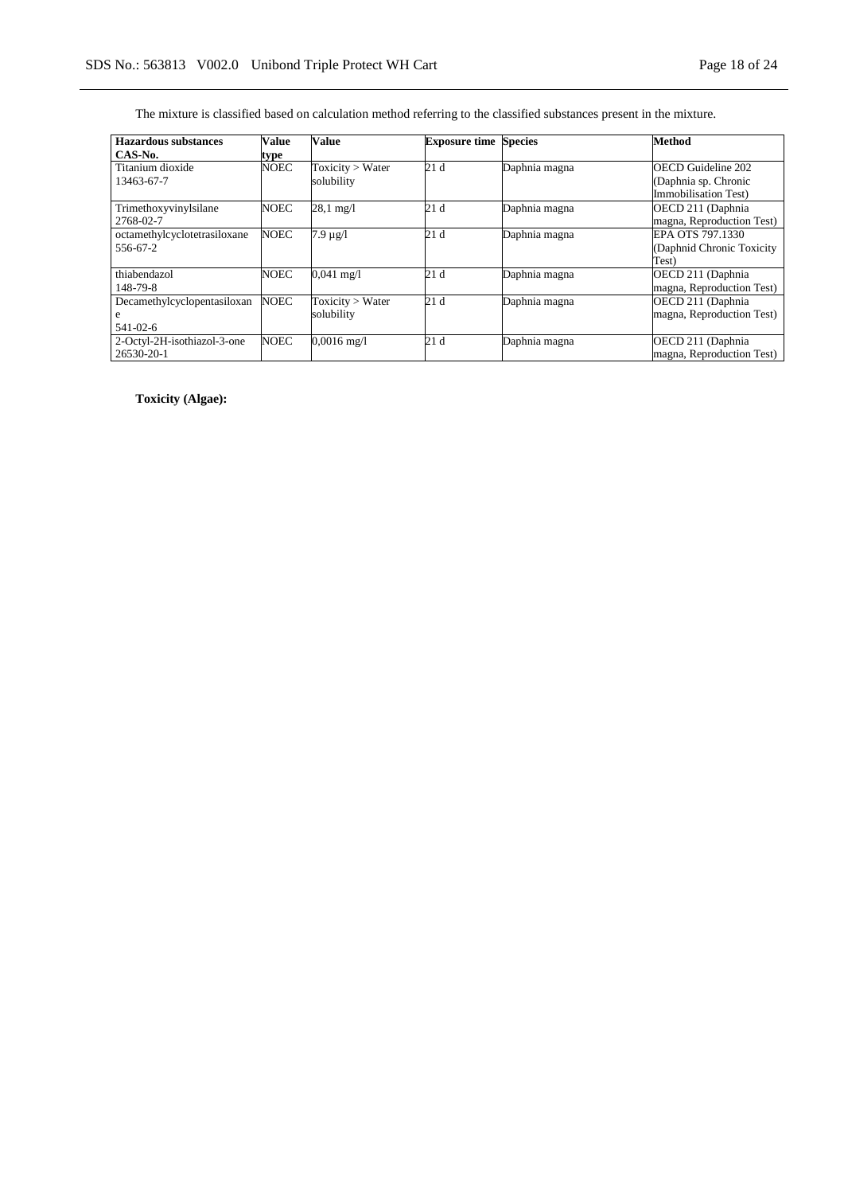The mixture is classified based on calculation method referring to the classified substances present in the mixture.

| Hazardous substances CAS-No. | Value type | Value | Exposure time | Species | Method |
|---|---|---|---|---|---|
| Titanium dioxide 13463-67-7 | NOEC | Toxicity > Water solubility | 21 d | Daphnia magna | OECD Guideline 202 (Daphnia sp. Chronic Immobilisation Test) |
| Trimethoxyvinylsilane 2768-02-7 | NOEC | 28,1 mg/l | 21 d | Daphnia magna | OECD 211 (Daphnia magna, Reproduction Test) |
| octamethylcyclotetrasiloxane 556-67-2 | NOEC | 7.9 µg/l | 21 d | Daphnia magna | EPA OTS 797.1330 (Daphnid Chronic Toxicity Test) |
| thiabendazol 148-79-8 | NOEC | 0,041 mg/l | 21 d | Daphnia magna | OECD 211 (Daphnia magna, Reproduction Test) |
| Decamethylcyclopentasiloxane 541-02-6 | NOEC | Toxicity > Water solubility | 21 d | Daphnia magna | OECD 211 (Daphnia magna, Reproduction Test) |
| 2-Octyl-2H-isothiazol-3-one 26530-20-1 | NOEC | 0,0016 mg/l | 21 d | Daphnia magna | OECD 211 (Daphnia magna, Reproduction Test) |

**Toxicity (Algae):**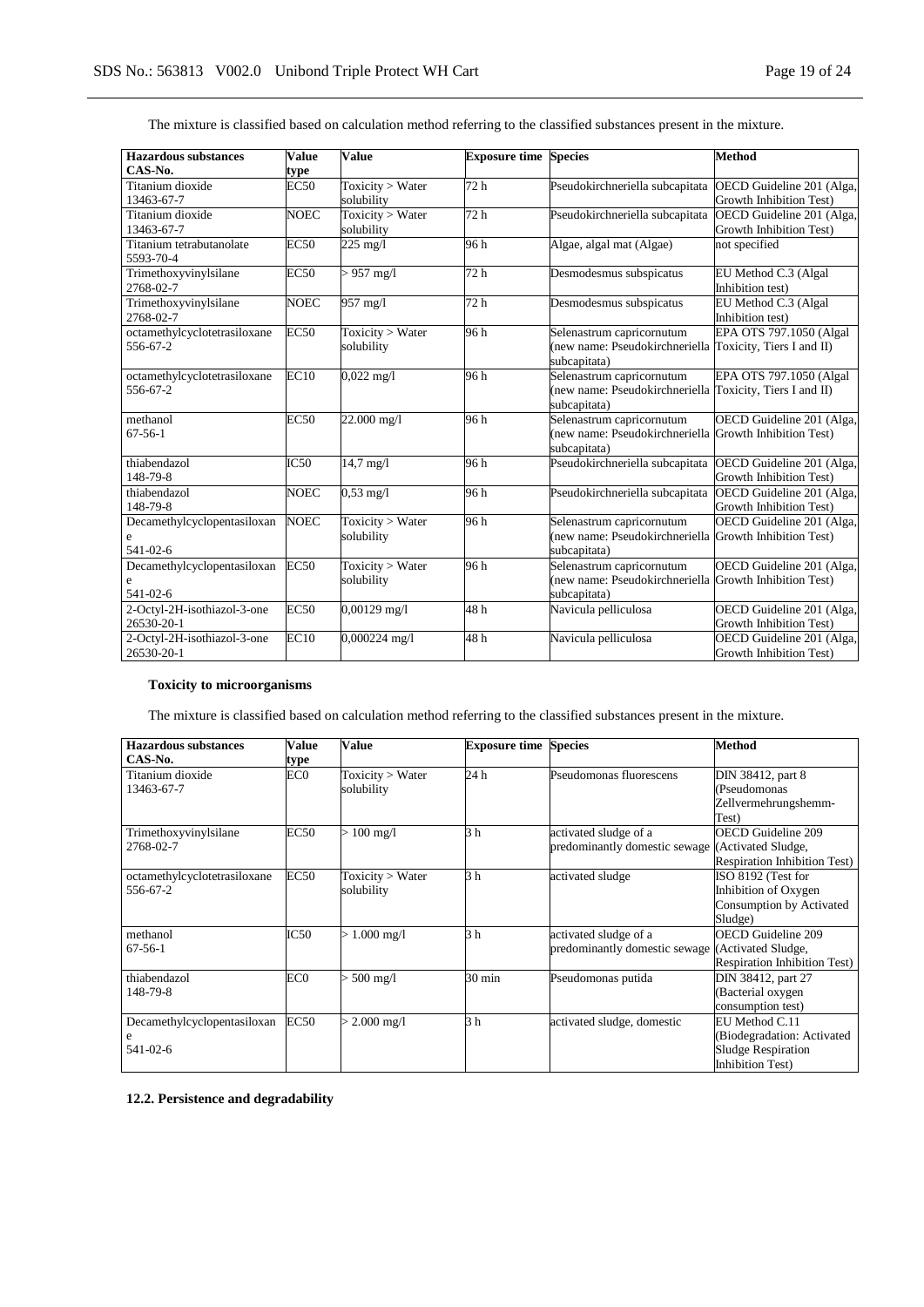The mixture is classified based on calculation method referring to the classified substances present in the mixture.

| Hazardous substances CAS-No. | Value type | Value | Exposure time | Species | Method |
|---|---|---|---|---|---|
| Titanium dioxide 13463-67-7 | EC50 | Toxicity > Water solubility | 72 h | Pseudokirchneriella subcapitata | OECD Guideline 201 (Alga, Growth Inhibition Test) |
| Titanium dioxide 13463-67-7 | NOEC | Toxicity > Water solubility | 72 h | Pseudokirchneriella subcapitata | OECD Guideline 201 (Alga, Growth Inhibition Test) |
| Titanium tetrabutanolate 5593-70-4 | EC50 | 225 mg/l | 96 h | Algae, algal mat (Algae) | not specified |
| Trimethoxyvinylsilane 2768-02-7 | EC50 | > 957 mg/l | 72 h | Desmodesmus subspicatus | EU Method C.3 (Algal Inhibition test) |
| Trimethoxyvinylsilane 2768-02-7 | NOEC | 957 mg/l | 72 h | Desmodesmus subspicatus | EU Method C.3 (Algal Inhibition test) |
| octamethylcyclotetrasiloxane 556-67-2 | EC50 | Toxicity > Water solubility | 96 h | Selenastrum capricornutum (new name: Pseudokirchneriella subcapitata) | EPA OTS 797.1050 (Algal Toxicity, Tiers I and II) |
| octamethylcyclotetrasiloxane 556-67-2 | EC10 | 0,022 mg/l | 96 h | Selenastrum capricornutum (new name: Pseudokirchneriella subcapitata) | EPA OTS 797.1050 (Algal Toxicity, Tiers I and II) |
| methanol 67-56-1 | EC50 | 22.000 mg/l | 96 h | Selenastrum capricornutum (new name: Pseudokirchneriella subcapitata) | OECD Guideline 201 (Alga, Growth Inhibition Test) |
| thiabendazol 148-79-8 | IC50 | 14,7 mg/l | 96 h | Pseudokirchneriella subcapitata | OECD Guideline 201 (Alga, Growth Inhibition Test) |
| thiabendazol 148-79-8 | NOEC | 0,53 mg/l | 96 h | Pseudokirchneriella subcapitata | OECD Guideline 201 (Alga, Growth Inhibition Test) |
| Decamethylcyclopentasiloxane 541-02-6 | NOEC | Toxicity > Water solubility | 96 h | Selenastrum capricornutum (new name: Pseudokirchneriella subcapitata) | OECD Guideline 201 (Alga, Growth Inhibition Test) |
| Decamethylcyclopentasiloxane 541-02-6 | EC50 | Toxicity > Water solubility | 96 h | Selenastrum capricornutum (new name: Pseudokirchneriella subcapitata) | OECD Guideline 201 (Alga, Growth Inhibition Test) |
| 2-Octyl-2H-isothiazol-3-one 26530-20-1 | EC50 | 0,00129 mg/l | 48 h | Navicula pelliculosa | OECD Guideline 201 (Alga, Growth Inhibition Test) |
| 2-Octyl-2H-isothiazol-3-one 26530-20-1 | EC10 | 0,000224 mg/l | 48 h | Navicula pelliculosa | OECD Guideline 201 (Alga, Growth Inhibition Test) |

**Toxicity to microorganisms**

The mixture is classified based on calculation method referring to the classified substances present in the mixture.

| Hazardous substances CAS-No. | Value type | Value | Exposure time | Species | Method |
|---|---|---|---|---|---|
| Titanium dioxide 13463-67-7 | EC0 | Toxicity > Water solubility | 24 h | Pseudomonas fluorescens | DIN 38412, part 8 (Pseudomonas Zellvermehrungshemm-Test) |
| Trimethoxyvinylsilane 2768-02-7 | EC50 | > 100 mg/l | 3 h | activated sludge of a predominantly domestic sewage | OECD Guideline 209 (Activated Sludge, Respiration Inhibition Test) |
| octamethylcyclotetrasiloxane 556-67-2 | EC50 | Toxicity > Water solubility | 3 h | activated sludge | ISO 8192 (Test for Inhibition of Oxygen Consumption by Activated Sludge) |
| methanol 67-56-1 | IC50 | > 1.000 mg/l | 3 h | activated sludge of a predominantly domestic sewage | OECD Guideline 209 (Activated Sludge, Respiration Inhibition Test) |
| thiabendazol 148-79-8 | EC0 | > 500 mg/l | 30 min | Pseudomonas putida | DIN 38412, part 27 (Bacterial oxygen consumption test) |
| Decamethylcyclopentasiloxane 541-02-6 | EC50 | > 2.000 mg/l | 3 h | activated sludge, domestic | EU Method C.11 (Biodegradation: Activated Sludge Respiration Inhibition Test) |

**12.2. Persistence and degradability**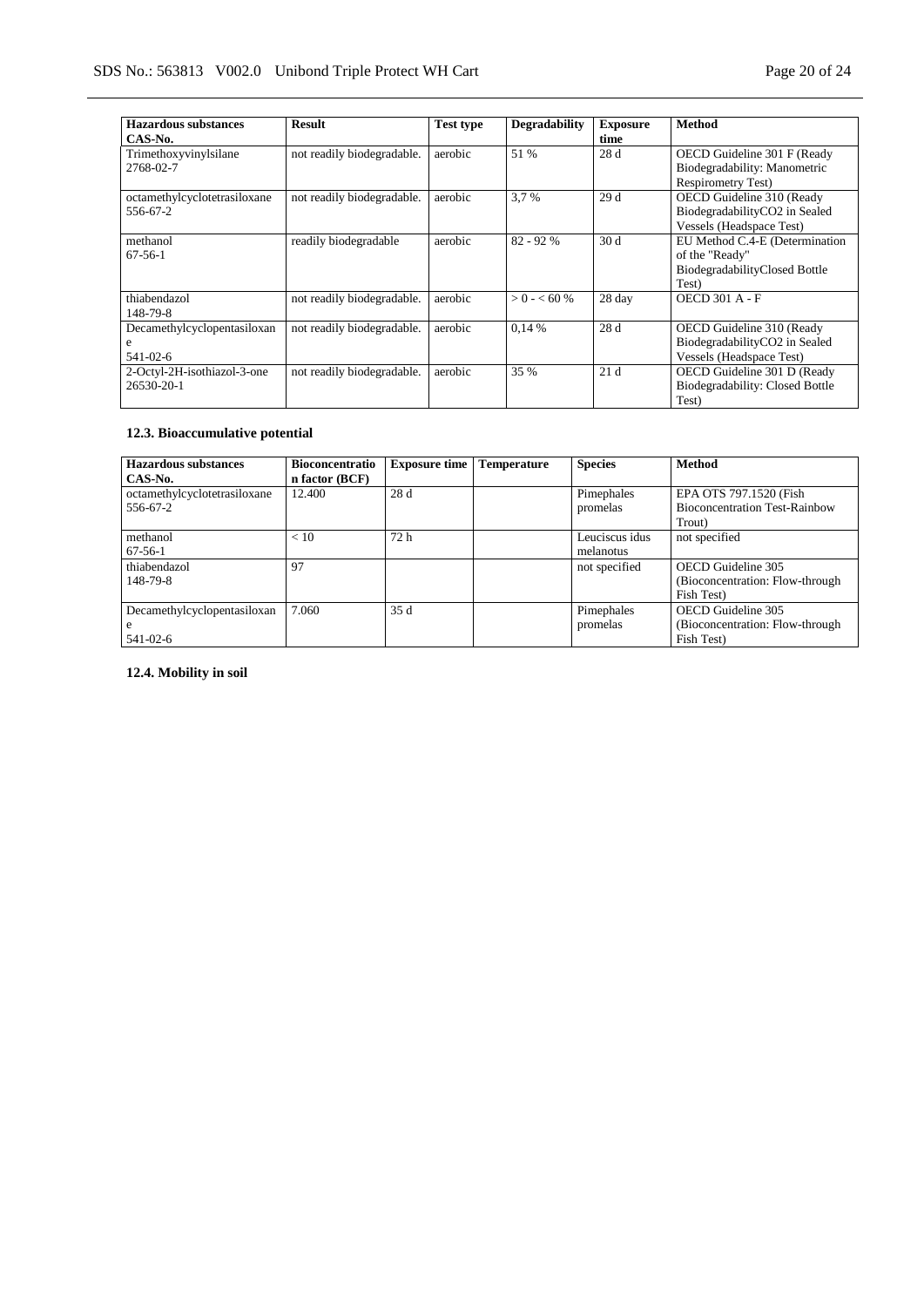| Hazardous substances<br>CAS-No. | Result | Test type | Degradability | Exposure time | Method |
| --- | --- | --- | --- | --- | --- |
| Trimethoxyvinylsilane<br>2768-02-7 | not readily biodegradable. | aerobic | 51 % | 28 d | OECD Guideline 301 F (Ready Biodegradability: Manometric Respirometry Test) |
| octamethylcyclotetrasiloxane<br>556-67-2 | not readily biodegradable. | aerobic | 3,7 % | 29 d | OECD Guideline 310 (Ready BiodegradabilityCO2 in Sealed Vessels (Headspace Test) |
| methanol<br>67-56-1 | readily biodegradable | aerobic | 82 - 92 % | 30 d | EU Method C.4-E (Determination of the "Ready" BiodegradabilityClosed Bottle Test) |
| thiabendazol<br>148-79-8 | not readily biodegradable. | aerobic | > 0 - < 60 % | 28 day | OECD 301 A - F |
| Decamethylcyclopentasiloxane<br>541-02-6 | not readily biodegradable. | aerobic | 0,14 % | 28 d | OECD Guideline 310 (Ready BiodegradabilityCO2 in Sealed Vessels (Headspace Test) |
| 2-Octyl-2H-isothiazol-3-one<br>26530-20-1 | not readily biodegradable. | aerobic | 35 % | 21 d | OECD Guideline 301 D (Ready Biodegradability: Closed Bottle Test) |

### 12.3. Bioaccumulative potential

| Hazardous substances<br>CAS-No. | Bioconcentration factor (BCF) | Exposure time | Temperature | Species | Method |
| --- | --- | --- | --- | --- | --- |
| octamethylcyclotetrasiloxane<br>556-67-2 | 12.400 | 28 d | | Pimephales promelas | EPA OTS 797.1520 (Fish Bioconcentration Test-Rainbow Trout) |
| methanol<br>67-56-1 | < 10 | 72 h | | Leuciscus idus melanotus | not specified |
| thiabendazol<br>148-79-8 | 97 | | | not specified | OECD Guideline 305 (Bioconcentration: Flow-through Fish Test) |
| Decamethylcyclopentasiloxane<br>541-02-6 | 7.060 | 35 d | | Pimephales promelas | OECD Guideline 305 (Bioconcentration: Flow-through Fish Test) |

### 12.4. Mobility in soil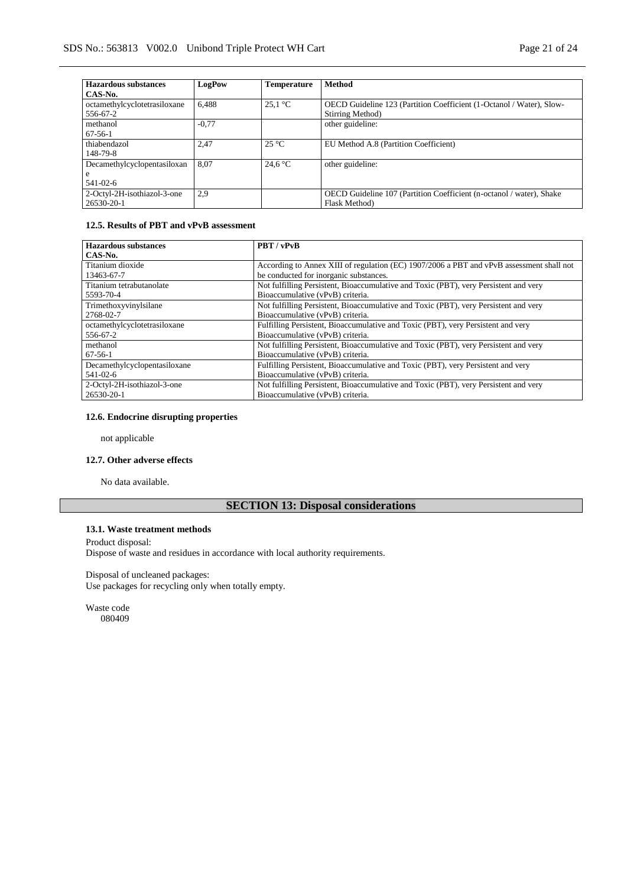| Hazardous substances<br>CAS-No. | LogPow | Temperature | Method |
|---|---|---|---|
| octamethylcyclotetrasiloxane<br>556-67-2 | 6,488 | 25,1 °C | OECD Guideline 123 (Partition Coefficient (1-Octanol / Water), Slow-Stirring Method) |
| methanol<br>67-56-1 | -0,77 | | other guideline: |
| thiabendazol<br>148-79-8 | 2,47 | 25 °C | EU Method A.8 (Partition Coefficient) |
| Decamethylcyclopentasiloxane<br>541-02-6 | 8,07 | 24,6 °C | other guideline: |
| 2-Octyl-2H-isothiazol-3-one<br>26530-20-1 | 2,9 | | OECD Guideline 107 (Partition Coefficient (n-octanol / water), Shake Flask Method) |

### 12.5. Results of PBT and vPvB assessment

| Hazardous substances<br>CAS-No. | PBT / vPvB |
|---|---|
| Titanium dioxide<br>13463-67-7 | According to Annex XIII of regulation (EC) 1907/2006 a PBT and vPvB assessment shall not be conducted for inorganic substances. |
| Titanium tetrabutanolate<br>5593-70-4 | Not fulfilling Persistent, Bioaccumulative and Toxic (PBT), very Persistent and very Bioaccumulative (vPvB) criteria. |
| Trimethoxyvinylsilane<br>2768-02-7 | Not fulfilling Persistent, Bioaccumulative and Toxic (PBT), very Persistent and very Bioaccumulative (vPvB) criteria. |
| octamethylcyclotetrasiloxane<br>556-67-2 | Fulfilling Persistent, Bioaccumulative and Toxic (PBT), very Persistent and very Bioaccumulative (vPvB) criteria. |
| methanol<br>67-56-1 | Not fulfilling Persistent, Bioaccumulative and Toxic (PBT), very Persistent and very Bioaccumulative (vPvB) criteria. |
| Decamethylcyclopentasiloxane<br>541-02-6 | Fulfilling Persistent, Bioaccumulative and Toxic (PBT), very Persistent and very Bioaccumulative (vPvB) criteria. |
| 2-Octyl-2H-isothiazol-3-one<br>26530-20-1 | Not fulfilling Persistent, Bioaccumulative and Toxic (PBT), very Persistent and very Bioaccumulative (vPvB) criteria. |

### 12.6. Endocrine disrupting properties

not applicable

### 12.7. Other adverse effects

No data available.

## SECTION 13: Disposal considerations

### 13.1. Waste treatment methods

Product disposal:
Dispose of waste and residues in accordance with local authority requirements.

Disposal of uncleaned packages:
Use packages for recycling only when totally empty.

Waste code
080409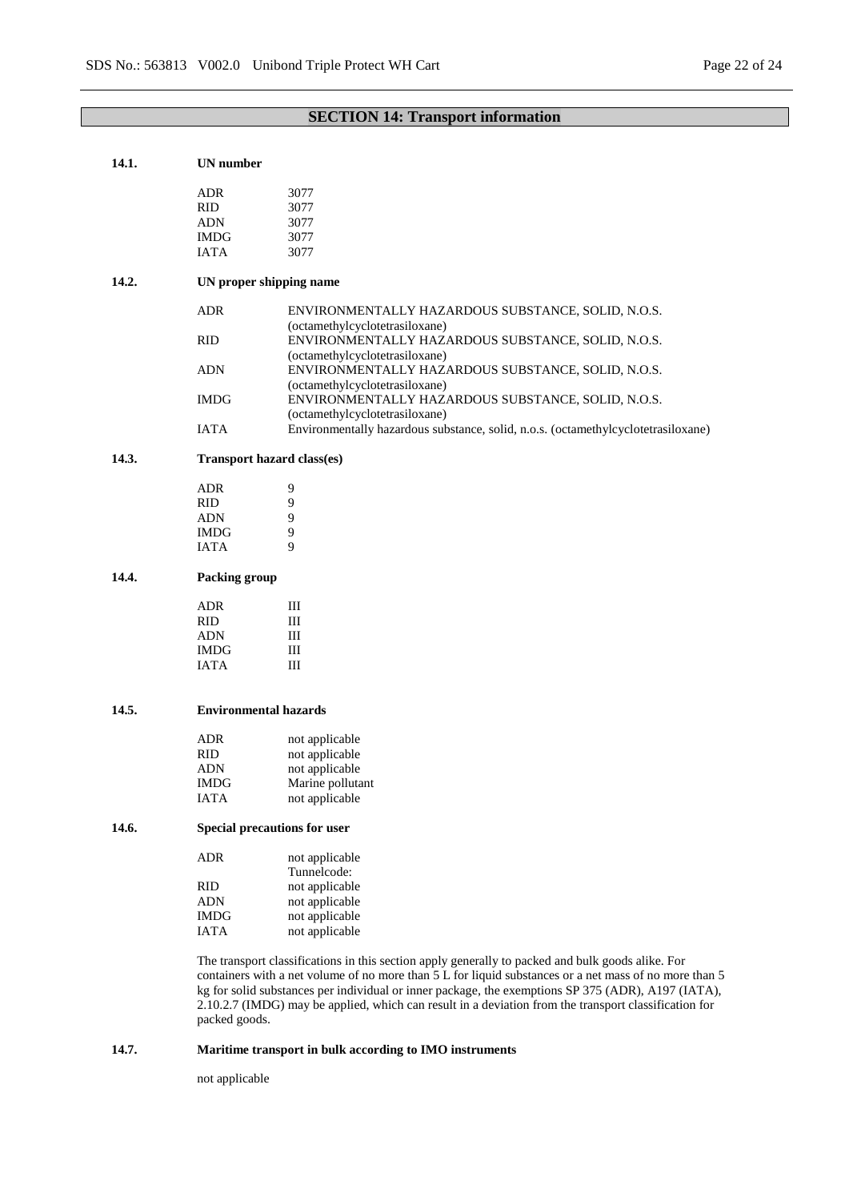## SECTION 14: Transport information

### 14.1. UN number

| | |
|---|---|
| ADR | 3077 |
| RID | 3077 |
| ADN | 3077 |
| IMDG | 3077 |
| IATA | 3077 |

### 14.2. UN proper shipping name

| | |
|---|---|
| ADR | ENVIRONMENTALLY HAZARDOUS SUBSTANCE, SOLID, N.O.S. (octamethylcyclotetrasiloxane) |
| RID | ENVIRONMENTALLY HAZARDOUS SUBSTANCE, SOLID, N.O.S. (octamethylcyclotetrasiloxane) |
| ADN | ENVIRONMENTALLY HAZARDOUS SUBSTANCE, SOLID, N.O.S. (octamethylcyclotetrasiloxane) |
| IMDG | ENVIRONMENTALLY HAZARDOUS SUBSTANCE, SOLID, N.O.S. (octamethylcyclotetrasiloxane) |
| IATA | Environmentally hazardous substance, solid, n.o.s. (octamethylcyclotetrasiloxane) |

### 14.3. Transport hazard class(es)

| | |
|---|---|
| ADR | 9 |
| RID | 9 |
| ADN | 9 |
| IMDG | 9 |
| IATA | 9 |

### 14.4. Packing group

| | |
|---|---|
| ADR | III |
| RID | III |
| ADN | III |
| IMDG | III |
| IATA | III |

### 14.5. Environmental hazards

| | |
|---|---|
| ADR | not applicable |
| RID | not applicable |
| ADN | not applicable |
| IMDG | Marine pollutant |
| IATA | not applicable |

### 14.6. Special precautions for user

| | |
|---|---|
| ADR | not applicable<br>Tunnelcode: |
| RID | not applicable |
| ADN | not applicable |
| IMDG | not applicable |
| IATA | not applicable |

The transport classifications in this section apply generally to packed and bulk goods alike. For containers with a net volume of no more than 5 L for liquid substances or a net mass of no more than 5 kg for solid substances per individual or inner package, the exemptions SP 375 (ADR), A197 (IATA), 2.10.2.7 (IMDG) may be applied, which can result in a deviation from the transport classification for packed goods.

### 14.7. Maritime transport in bulk according to IMO instruments

not applicable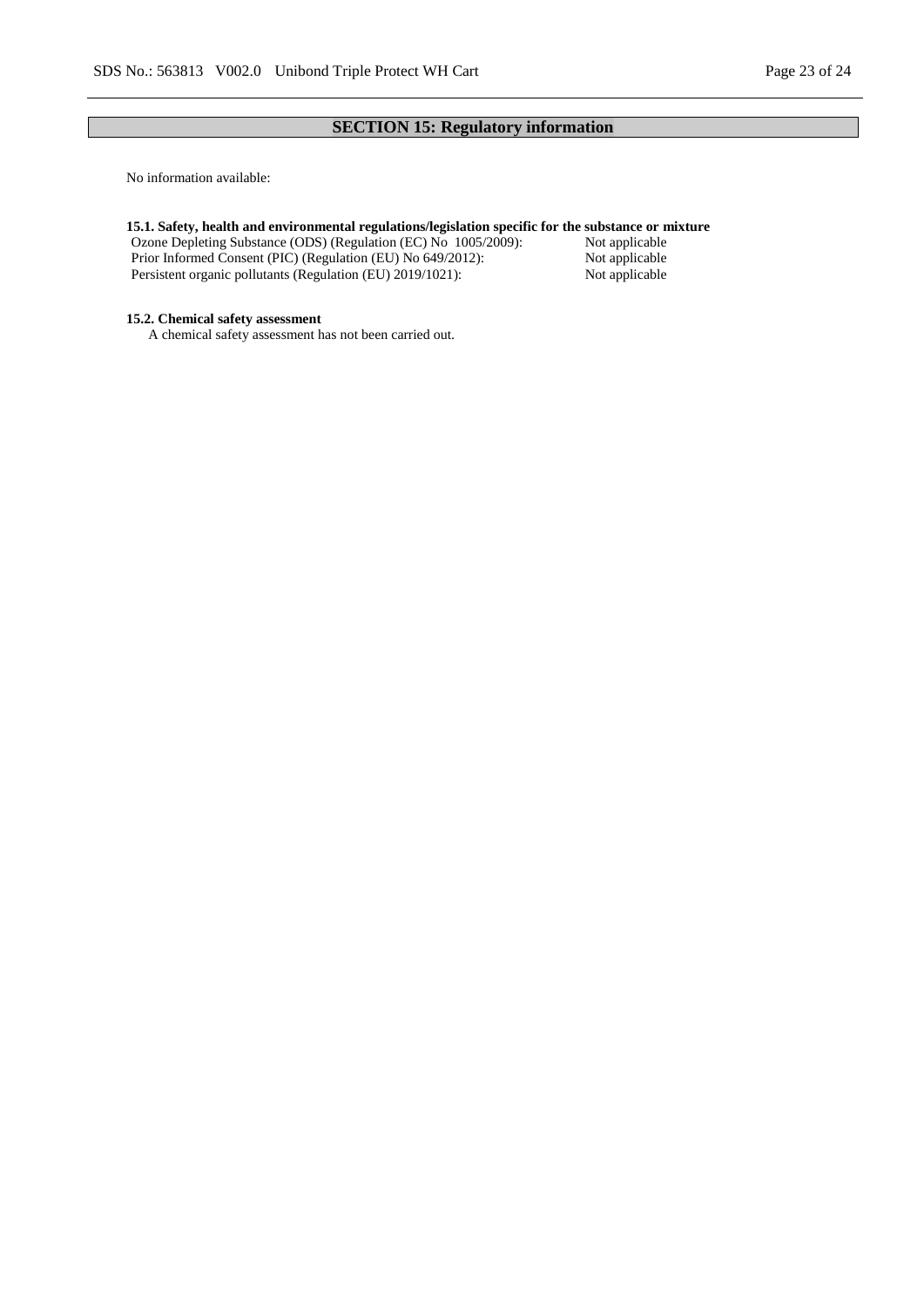## SECTION 15: Regulatory information

No information available:

**15.1. Safety, health and environmental regulations/legislation specific for the substance or mixture**

| | |
|---|---|
| Ozone Depleting Substance (ODS) (Regulation (EC) No 1005/2009): | Not applicable |
| Prior Informed Consent (PIC) (Regulation (EU) No 649/2012): | Not applicable |
| Persistent organic pollutants (Regulation (EU) 2019/1021): | Not applicable |

**15.2. Chemical safety assessment**

A chemical safety assessment has not been carried out.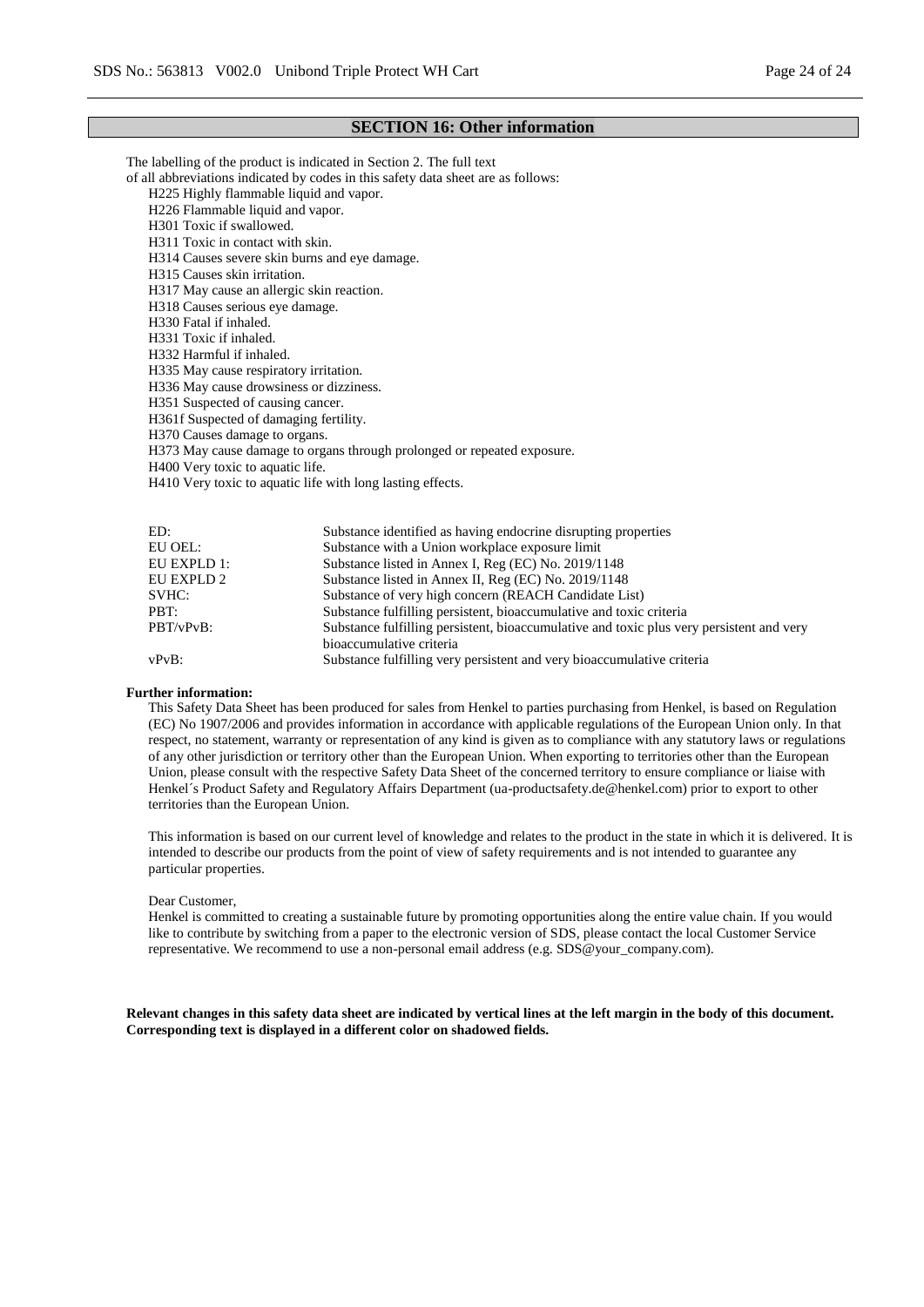## SECTION 16: Other information

The labelling of the product is indicated in Section 2. The full text of all abbreviations indicated by codes in this safety data sheet are as follows:

H225 Highly flammable liquid and vapor.
H226 Flammable liquid and vapor.
H301 Toxic if swallowed.
H311 Toxic in contact with skin.
H314 Causes severe skin burns and eye damage.
H315 Causes skin irritation.
H317 May cause an allergic skin reaction.
H318 Causes serious eye damage.
H330 Fatal if inhaled.
H331 Toxic if inhaled.
H332 Harmful if inhaled.
H335 May cause respiratory irritation.
H336 May cause drowsiness or dizziness.
H351 Suspected of causing cancer.
H361f Suspected of damaging fertility.
H370 Causes damage to organs.
H373 May cause damage to organs through prolonged or repeated exposure.
H400 Very toxic to aquatic life.
H410 Very toxic to aquatic life with long lasting effects.

| | |
|---|---|
| ED: | Substance identified as having endocrine disrupting properties |
| EU OEL: | Substance with a Union workplace exposure limit |
| EU EXPLD 1: | Substance listed in Annex I, Reg (EC) No. 2019/1148 |
| EU EXPLD 2 | Substance listed in Annex II, Reg (EC) No. 2019/1148 |
| SVHC: | Substance of very high concern (REACH Candidate List) |
| PBT: | Substance fulfilling persistent, bioaccumulative and toxic criteria |
| PBT/vPvB: | Substance fulfilling persistent, bioaccumulative and toxic plus very persistent and very bioaccumulative criteria |
| vPvB: | Substance fulfilling very persistent and very bioaccumulative criteria |

**Further information:**

This Safety Data Sheet has been produced for sales from Henkel to parties purchasing from Henkel, is based on Regulation (EC) No 1907/2006 and provides information in accordance with applicable regulations of the European Union only. In that respect, no statement, warranty or representation of any kind is given as to compliance with any statutory laws or regulations of any other jurisdiction or territory other than the European Union. When exporting to territories other than the European Union, please consult with the respective Safety Data Sheet of the concerned territory to ensure compliance or liaise with Henkel´s Product Safety and Regulatory Affairs Department (ua-productsafety.de@henkel.com) prior to export to other territories than the European Union.

This information is based on our current level of knowledge and relates to the product in the state in which it is delivered. It is intended to describe our products from the point of view of safety requirements and is not intended to guarantee any particular properties.

Dear Customer,
Henkel is committed to creating a sustainable future by promoting opportunities along the entire value chain. If you would like to contribute by switching from a paper to the electronic version of SDS, please contact the local Customer Service representative. We recommend to use a non-personal email address (e.g. SDS@your_company.com).

**Relevant changes in this safety data sheet are indicated by vertical lines at the left margin in the body of this document. Corresponding text is displayed in a different color on shadowed fields.**